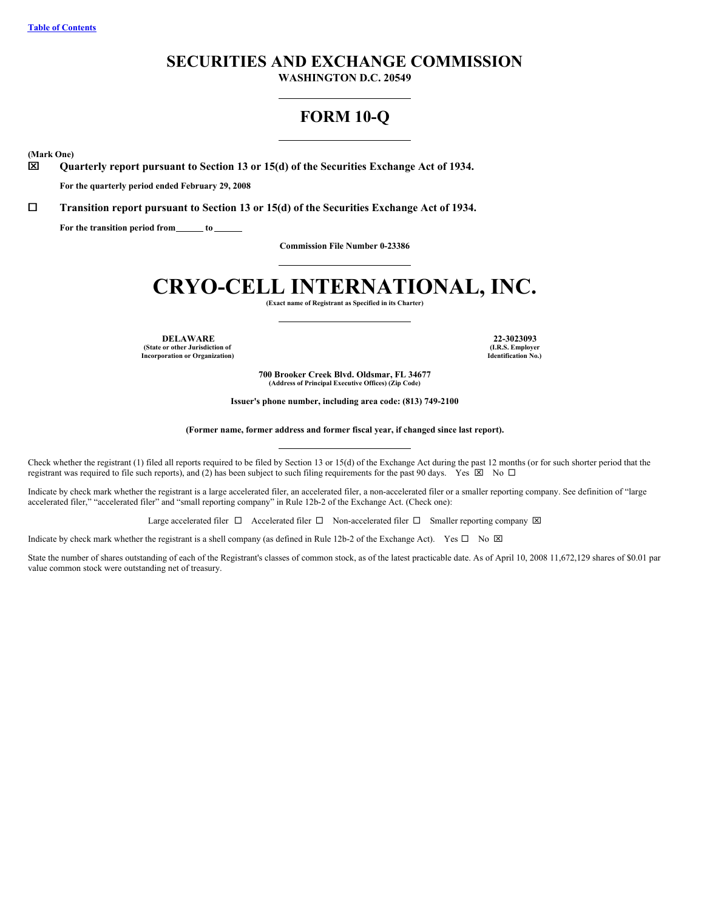Table of Contents

# SECURITIES AND EXCHANGE COMMISSION

**WASHINGTON D.C. 20549**

# FORM 10-Q

**(Mark One)**

☒ **Quarterly report pursuant to Section 13 or 15(d) of the Securities Exchange Act of 1934.**

**For the quarterly period ended February 29, 2008**

☐ **Transition report pursuant to Section 13 or 15(d) of the Securities Exchange Act of 1934.**

**For the transition period from\_\_\_\_\_\_ to \_\_\_\_\_\_**

**Commission File Number 0-23386**

# CRYO-CELL INTERNATIONAL, INC.

**(Exact name of Registrant as Specified in its Charter)**

| **DELAWARE** | **22-3023093** |
|---|---|
| **(State or other Jurisdiction of Incorporation or Organization)** | **(I.R.S. Employer Identification No.)** |

**700 Brooker Creek Blvd. Oldsmar, FL 34677**
**(Address of Principal Executive Offices) (Zip Code)**

**Issuer's phone number, including area code: (813) 749-2100**

**(Former name, former address and former fiscal year, if changed since last report).**

Check whether the registrant (1) filed all reports required to be filed by Section 13 or 15(d) of the Exchange Act during the past 12 months (or for such shorter period that the registrant was required to file such reports), and (2) has been subject to such filing requirements for the past 90 days. Yes ☒ No ☐

Indicate by check mark whether the registrant is a large accelerated filer, an accelerated filer, a non-accelerated filer or a smaller reporting company. See definition of "large accelerated filer," "accelerated filer" and "small reporting company" in Rule 12b-2 of the Exchange Act. (Check one):

Large accelerated filer ☐ Accelerated filer ☐ Non-accelerated filer ☐ Smaller reporting company ☒

Indicate by check mark whether the registrant is a shell company (as defined in Rule 12b-2 of the Exchange Act). Yes ☐ No ☒

State the number of shares outstanding of each of the Registrant's classes of common stock, as of the latest practicable date. As of April 10, 2008 11,672,129 shares of $0.01 par value common stock were outstanding net of treasury.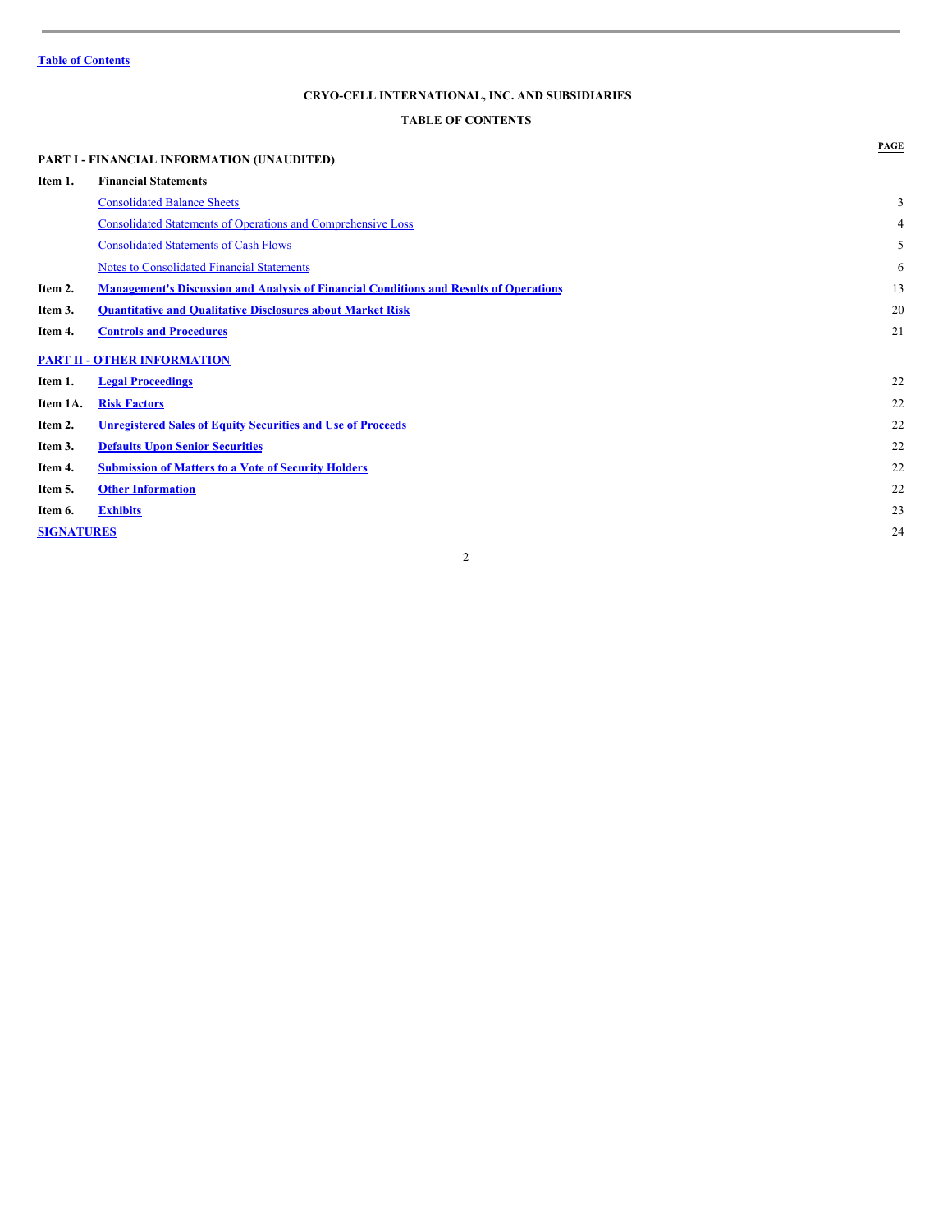Table of Contents

**CRYO-CELL INTERNATIONAL, INC. AND SUBSIDIARIES**

**TABLE OF CONTENTS**

| | | PAGE |
|---|---|---|
| **PART I - FINANCIAL INFORMATION (UNAUDITED)** | | |
| **Item 1.** | **Financial Statements** | |
| | Consolidated Balance Sheets | 3 |
| | Consolidated Statements of Operations and Comprehensive Loss | 4 |
| | Consolidated Statements of Cash Flows | 5 |
| | Notes to Consolidated Financial Statements | 6 |
| **Item 2.** | **Management's Discussion and Analysis of Financial Conditions and Results of Operations** | 13 |
| **Item 3.** | **Quantitative and Qualitative Disclosures about Market Risk** | 20 |
| **Item 4.** | **Controls and Procedures** | 21 |
| **PART II - OTHER INFORMATION** | | |
| **Item 1.** | **Legal Proceedings** | 22 |
| **Item 1A.** | **Risk Factors** | 22 |
| **Item 2.** | **Unregistered Sales of Equity Securities and Use of Proceeds** | 22 |
| **Item 3.** | **Defaults Upon Senior Securities** | 22 |
| **Item 4.** | **Submission of Matters to a Vote of Security Holders** | 22 |
| **Item 5.** | **Other Information** | 22 |
| **Item 6.** | **Exhibits** | 23 |
| **SIGNATURES** | | 24 |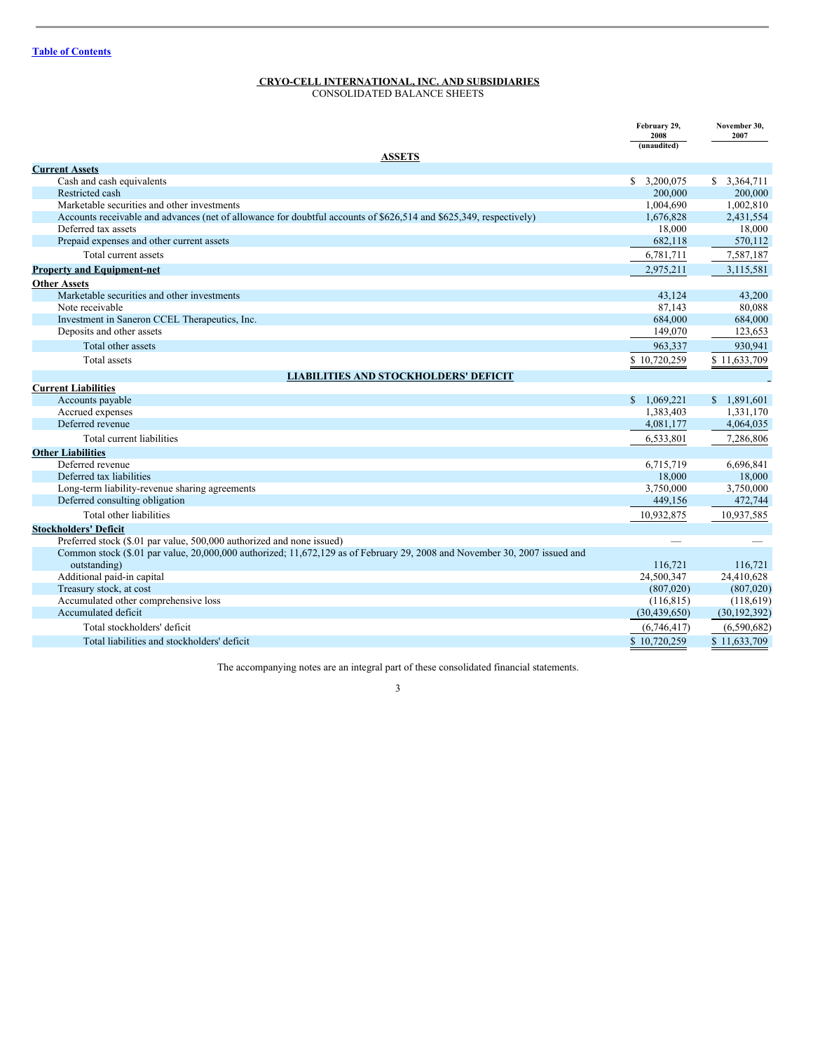[Table of Contents](#)

## CRYO-CELL INTERNATIONAL, INC. AND SUBSIDIARIES
CONSOLIDATED BALANCE SHEETS

| | February 29, 2008 (unaudited) | November 30, 2007 |
|---|---|---|
| **ASSETS** | | |
| **Current Assets** | | |
| Cash and cash equivalents | $ 3,200,075 | $ 3,364,711 |
| Restricted cash | 200,000 | 200,000 |
| Marketable securities and other investments | 1,004,690 | 1,002,810 |
| Accounts receivable and advances (net of allowance for doubtful accounts of $626,514 and $625,349, respectively) | 1,676,828 | 2,431,554 |
| Deferred tax assets | 18,000 | 18,000 |
| Prepaid expenses and other current assets | 682,118 | 570,112 |
| Total current assets | 6,781,711 | 7,587,187 |
| **Property and Equipment-net** | 2,975,211 | 3,115,581 |
| **Other Assets** | | |
| Marketable securities and other investments | 43,124 | 43,200 |
| Note receivable | 87,143 | 80,088 |
| Investment in Saneron CCEL Therapeutics, Inc. | 684,000 | 684,000 |
| Deposits and other assets | 149,070 | 123,653 |
| Total other assets | 963,337 | 930,941 |
| Total assets | $ 10,720,259 | $ 11,633,709 |
| **LIABILITIES AND STOCKHOLDERS' DEFICIT** | | |
| **Current Liabilities** | | |
| Accounts payable | $ 1,069,221 | $ 1,891,601 |
| Accrued expenses | 1,383,403 | 1,331,170 |
| Deferred revenue | 4,081,177 | 4,064,035 |
| Total current liabilities | 6,533,801 | 7,286,806 |
| **Other Liabilities** | | |
| Deferred revenue | 6,715,719 | 6,696,841 |
| Deferred tax liabilities | 18,000 | 18,000 |
| Long-term liability-revenue sharing agreements | 3,750,000 | 3,750,000 |
| Deferred consulting obligation | 449,156 | 472,744 |
| Total other liabilities | 10,932,875 | 10,937,585 |
| **Stockholders' Deficit** | | |
| Preferred stock ($.01 par value, 500,000 authorized and none issued) | — | — |
| Common stock ($.01 par value, 20,000,000 authorized; 11,672,129 as of February 29, 2008 and November 30, 2007 issued and outstanding) | 116,721 | 116,721 |
| Additional paid-in capital | 24,500,347 | 24,410,628 |
| Treasury stock, at cost | (807,020) | (807,020) |
| Accumulated other comprehensive loss | (116,815) | (118,619) |
| Accumulated deficit | (30,439,650) | (30,192,392) |
| Total stockholders' deficit | (6,746,417) | (6,590,682) |
| Total liabilities and stockholders' deficit | $ 10,720,259 | $ 11,633,709 |

The accompanying notes are an integral part of these consolidated financial statements.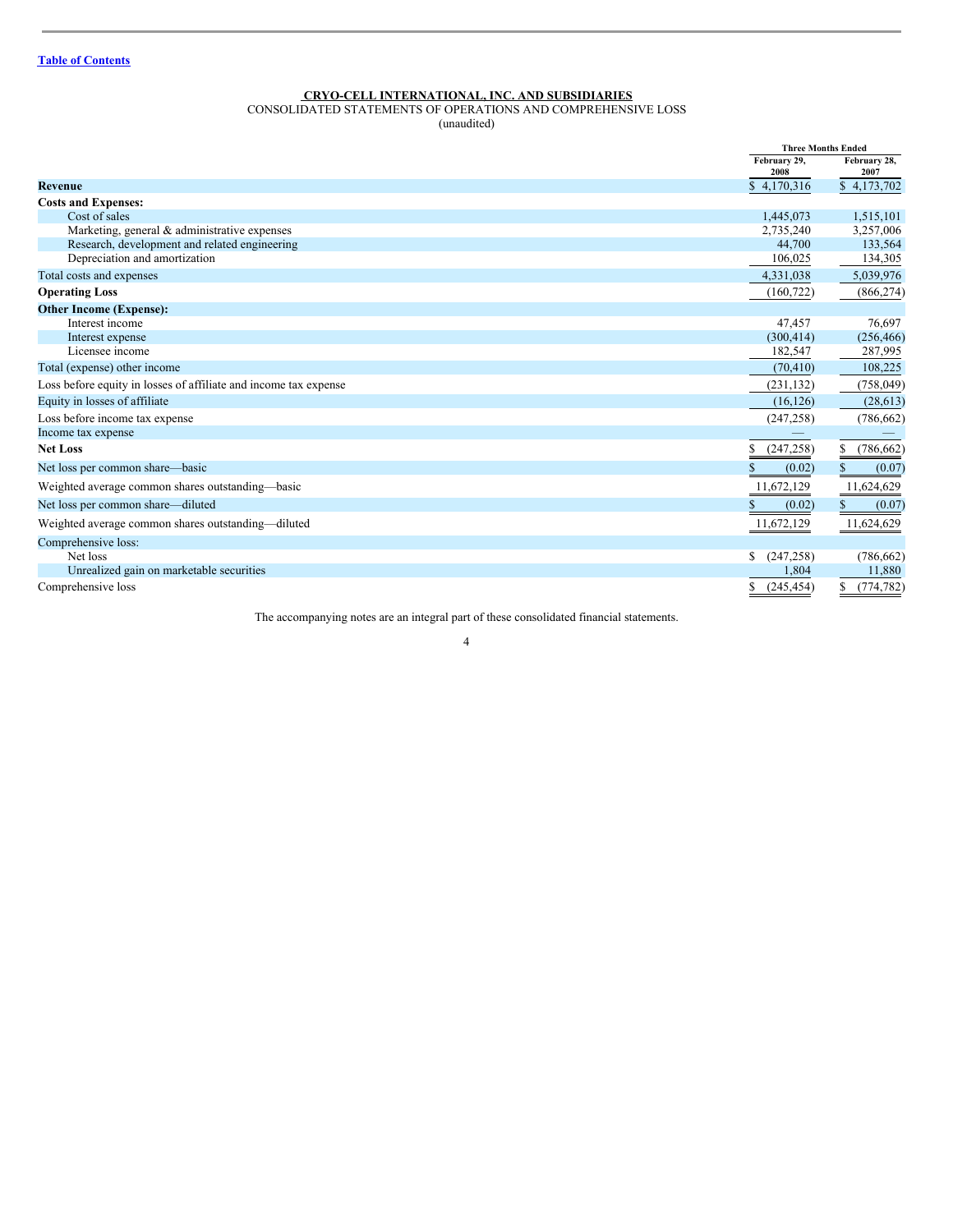Table of Contents

**CRYO-CELL INTERNATIONAL, INC. AND SUBSIDIARIES**

CONSOLIDATED STATEMENTS OF OPERATIONS AND COMPREHENSIVE LOSS

(unaudited)

| | Three Months Ended | |
|---|---|---|
| | February 29, 2008 | February 28, 2007 |
| **Revenue** | $ 4,170,316 | $ 4,173,702 |
| **Costs and Expenses:** | | |
| Cost of sales | 1,445,073 | 1,515,101 |
| Marketing, general & administrative expenses | 2,735,240 | 3,257,006 |
| Research, development and related engineering | 44,700 | 133,564 |
| Depreciation and amortization | 106,025 | 134,305 |
| Total costs and expenses | 4,331,038 | 5,039,976 |
| **Operating Loss** | (160,722) | (866,274) |
| **Other Income (Expense):** | | |
| Interest income | 47,457 | 76,697 |
| Interest expense | (300,414) | (256,466) |
| Licensee income | 182,547 | 287,995 |
| Total (expense) other income | (70,410) | 108,225 |
| Loss before equity in losses of affiliate and income tax expense | (231,132) | (758,049) |
| Equity in losses of affiliate | (16,126) | (28,613) |
| Loss before income tax expense | (247,258) | (786,662) |
| Income tax expense | — | — |
| **Net Loss** | $ (247,258) | $ (786,662) |
| Net loss per common share—basic | $ (0.02) | $ (0.07) |
| Weighted average common shares outstanding—basic | 11,672,129 | 11,624,629 |
| Net loss per common share—diluted | $ (0.02) | $ (0.07) |
| Weighted average common shares outstanding—diluted | 11,672,129 | 11,624,629 |
| Comprehensive loss: | | |
| Net loss | $ (247,258) | (786,662) |
| Unrealized gain on marketable securities | 1,804 | 11,880 |
| Comprehensive loss | $ (245,454) | $ (774,782) |

The accompanying notes are an integral part of these consolidated financial statements.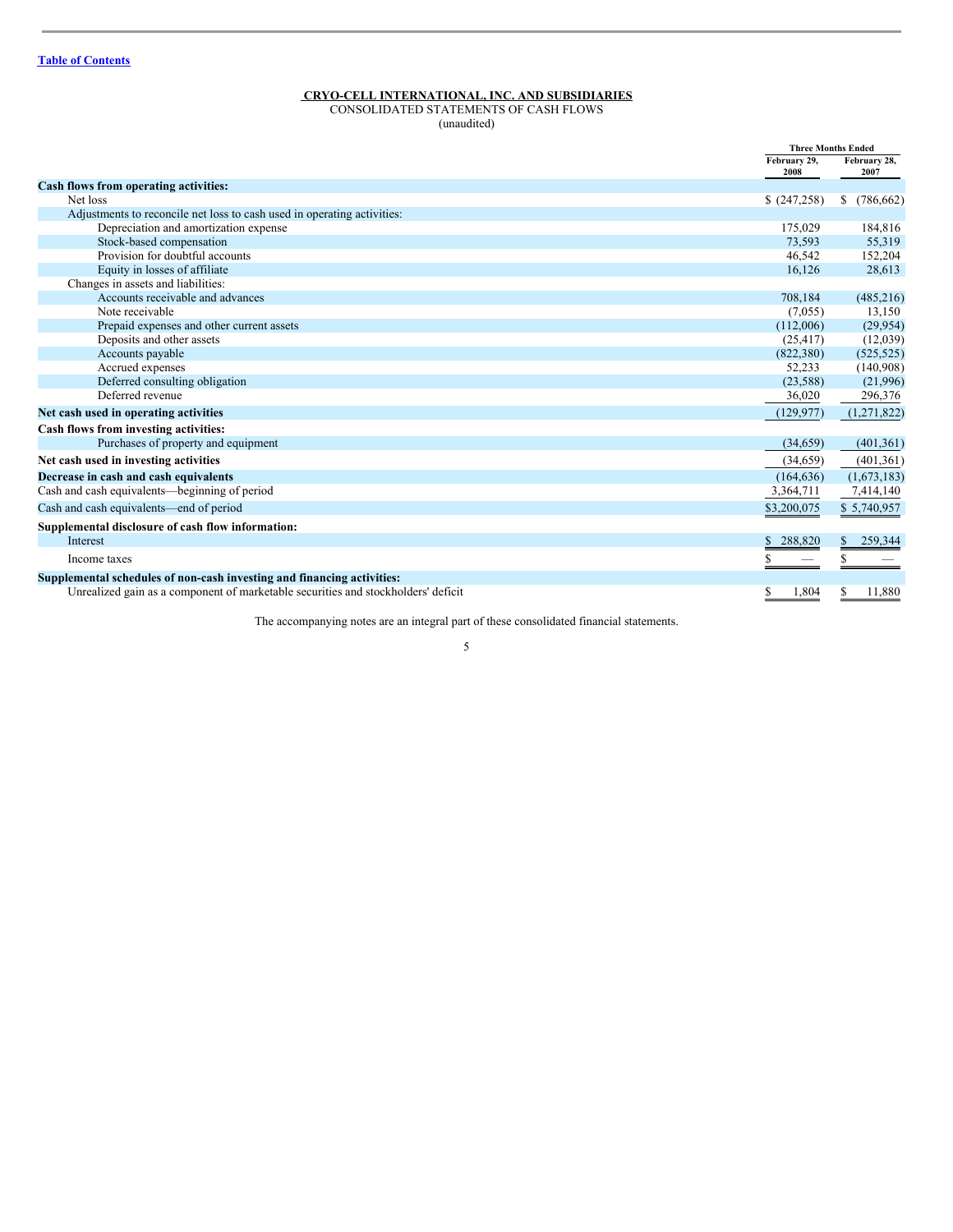[Table of Contents](#)

**CRYO-CELL INTERNATIONAL, INC. AND SUBSIDIARIES**
CONSOLIDATED STATEMENTS OF CASH FLOWS
(unaudited)

| | Three Months Ended | |
|---|---|---|
| | February 29, 2008 | February 28, 2007 |
| **Cash flows from operating activities:** | | |
| Net loss | $ (247,258) | $ (786,662) |
| Adjustments to reconcile net loss to cash used in operating activities: | | |
| Depreciation and amortization expense | 175,029 | 184,816 |
| Stock-based compensation | 73,593 | 55,319 |
| Provision for doubtful accounts | 46,542 | 152,204 |
| Equity in losses of affiliate | 16,126 | 28,613 |
| Changes in assets and liabilities: | | |
| Accounts receivable and advances | 708,184 | (485,216) |
| Note receivable | (7,055) | 13,150 |
| Prepaid expenses and other current assets | (112,006) | (29,954) |
| Deposits and other assets | (25,417) | (12,039) |
| Accounts payable | (822,380) | (525,525) |
| Accrued expenses | 52,233 | (140,908) |
| Deferred consulting obligation | (23,588) | (21,996) |
| Deferred revenue | 36,020 | 296,376 |
| **Net cash used in operating activities** | (129,977) | (1,271,822) |
| **Cash flows from investing activities:** | | |
| Purchases of property and equipment | (34,659) | (401,361) |
| **Net cash used in investing activities** | (34,659) | (401,361) |
| **Decrease in cash and cash equivalents** | (164,636) | (1,673,183) |
| Cash and cash equivalents—beginning of period | 3,364,711 | 7,414,140 |
| Cash and cash equivalents—end of period | $3,200,075 | $ 5,740,957 |
| **Supplemental disclosure of cash flow information:** | | |
| Interest | $ 288,820 | $ 259,344 |
| Income taxes | $ — | $ — |
| **Supplemental schedules of non-cash investing and financing activities:** | | |
| Unrealized gain as a component of marketable securities and stockholders' deficit | $ 1,804 | $ 11,880 |

The accompanying notes are an integral part of these consolidated financial statements.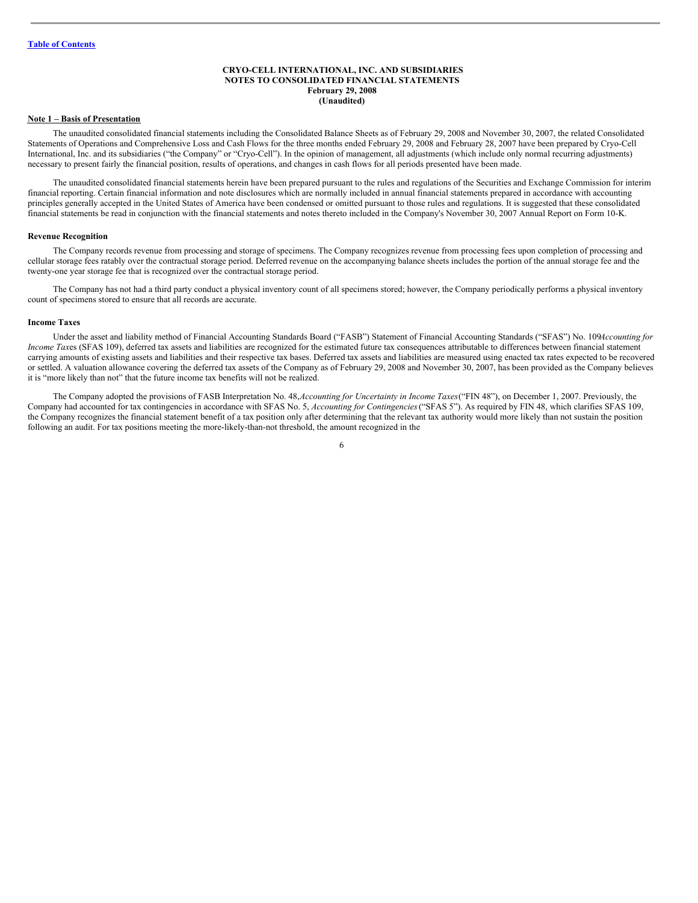[Table of Contents](#)

**CRYO-CELL INTERNATIONAL, INC. AND SUBSIDIARIES**
**NOTES TO CONSOLIDATED FINANCIAL STATEMENTS**
**February 29, 2008**
**(Unaudited)**

**Note 1 – Basis of Presentation**

The unaudited consolidated financial statements including the Consolidated Balance Sheets as of February 29, 2008 and November 30, 2007, the related Consolidated Statements of Operations and Comprehensive Loss and Cash Flows for the three months ended February 29, 2008 and February 28, 2007 have been prepared by Cryo-Cell International, Inc. and its subsidiaries ("the Company" or "Cryo-Cell"). In the opinion of management, all adjustments (which include only normal recurring adjustments) necessary to present fairly the financial position, results of operations, and changes in cash flows for all periods presented have been made.

The unaudited consolidated financial statements herein have been prepared pursuant to the rules and regulations of the Securities and Exchange Commission for interim financial reporting. Certain financial information and note disclosures which are normally included in annual financial statements prepared in accordance with accounting principles generally accepted in the United States of America have been condensed or omitted pursuant to those rules and regulations. It is suggested that these consolidated financial statements be read in conjunction with the financial statements and notes thereto included in the Company's November 30, 2007 Annual Report on Form 10-K.

**Revenue Recognition**

The Company records revenue from processing and storage of specimens. The Company recognizes revenue from processing fees upon completion of processing and cellular storage fees ratably over the contractual storage period. Deferred revenue on the accompanying balance sheets includes the portion of the annual storage fee and the twenty-one year storage fee that is recognized over the contractual storage period.

The Company has not had a third party conduct a physical inventory count of all specimens stored; however, the Company periodically performs a physical inventory count of specimens stored to ensure that all records are accurate.

**Income Taxes**

Under the asset and liability method of Financial Accounting Standards Board ("FASB") Statement of Financial Accounting Standards ("SFAS") No. 109*Accounting for Income Taxes* (SFAS 109), deferred tax assets and liabilities are recognized for the estimated future tax consequences attributable to differences between financial statement carrying amounts of existing assets and liabilities and their respective tax bases. Deferred tax assets and liabilities are measured using enacted tax rates expected to be recovered or settled. A valuation allowance covering the deferred tax assets of the Company as of February 29, 2008 and November 30, 2007, has been provided as the Company believes it is "more likely than not" that the future income tax benefits will not be realized.

The Company adopted the provisions of FASB Interpretation No. 48,*Accounting for Uncertainty in Income Taxes*("FIN 48"), on December 1, 2007. Previously, the Company had accounted for tax contingencies in accordance with SFAS No. 5, *Accounting for Contingencies*("SFAS 5"). As required by FIN 48, which clarifies SFAS 109, the Company recognizes the financial statement benefit of a tax position only after determining that the relevant tax authority would more likely than not sustain the position following an audit. For tax positions meeting the more-likely-than-not threshold, the amount recognized in the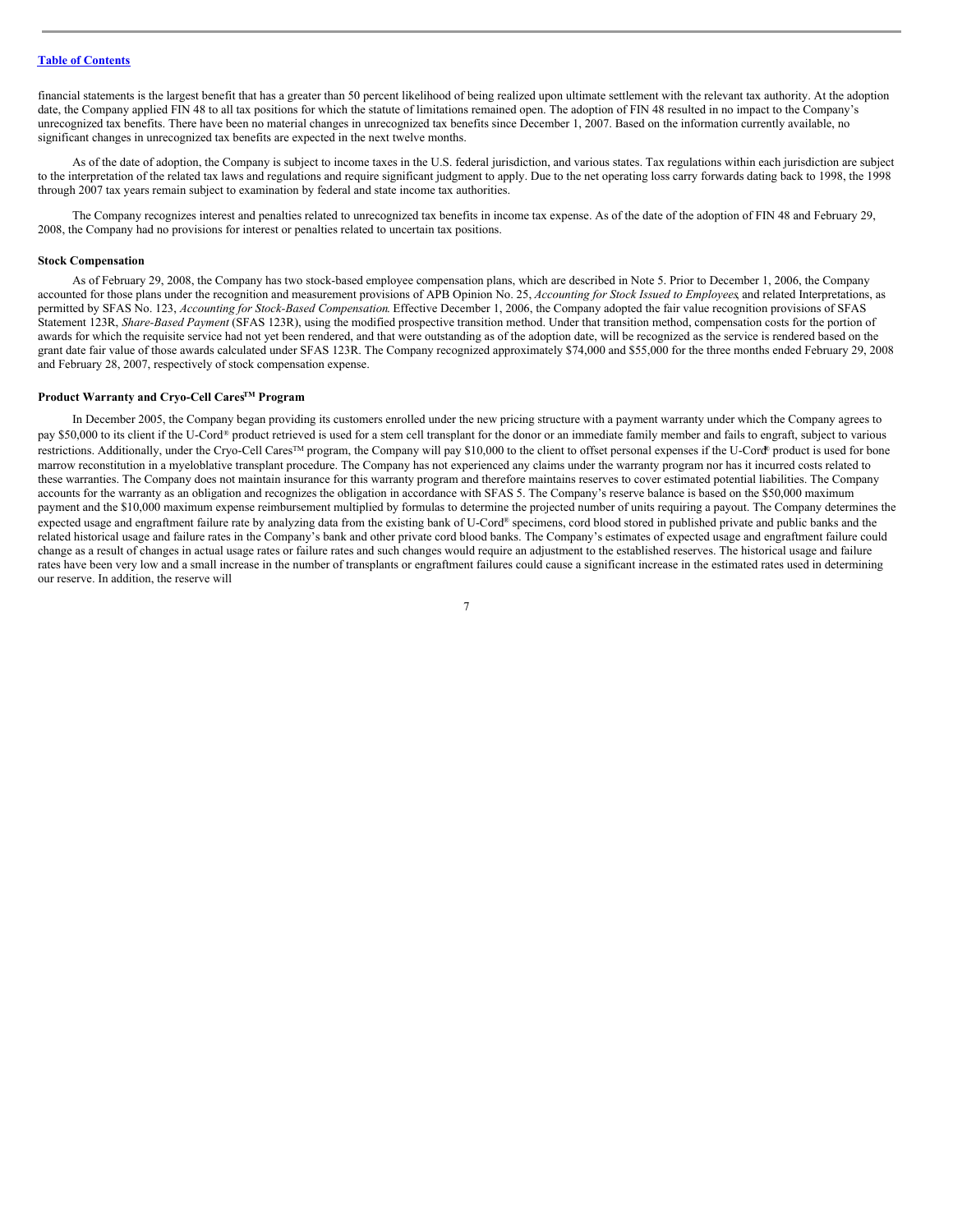financial statements is the largest benefit that has a greater than 50 percent likelihood of being realized upon ultimate settlement with the relevant tax authority. At the adoption date, the Company applied FIN 48 to all tax positions for which the statute of limitations remained open. The adoption of FIN 48 resulted in no impact to the Company's unrecognized tax benefits. There have been no material changes in unrecognized tax benefits since December 1, 2007. Based on the information currently available, no significant changes in unrecognized tax benefits are expected in the next twelve months.

As of the date of adoption, the Company is subject to income taxes in the U.S. federal jurisdiction, and various states. Tax regulations within each jurisdiction are subject to the interpretation of the related tax laws and regulations and require significant judgment to apply. Due to the net operating loss carry forwards dating back to 1998, the 1998 through 2007 tax years remain subject to examination by federal and state income tax authorities.

The Company recognizes interest and penalties related to unrecognized tax benefits in income tax expense. As of the date of the adoption of FIN 48 and February 29, 2008, the Company had no provisions for interest or penalties related to uncertain tax positions.

**Stock Compensation**

As of February 29, 2008, the Company has two stock-based employee compensation plans, which are described in Note 5. Prior to December 1, 2006, the Company accounted for those plans under the recognition and measurement provisions of APB Opinion No. 25, *Accounting for Stock Issued to Employees*, and related Interpretations, as permitted by SFAS No. 123, *Accounting for Stock-Based Compensation*. Effective December 1, 2006, the Company adopted the fair value recognition provisions of SFAS Statement 123R, *Share-Based Payment* (SFAS 123R), using the modified prospective transition method. Under that transition method, compensation costs for the portion of awards for which the requisite service had not yet been rendered, and that were outstanding as of the adoption date, will be recognized as the service is rendered based on the grant date fair value of those awards calculated under SFAS 123R. The Company recognized approximately $74,000 and $55,000 for the three months ended February 29, 2008 and February 28, 2007, respectively of stock compensation expense.

**Product Warranty and Cryo-Cell Cares™ Program**

In December 2005, the Company began providing its customers enrolled under the new pricing structure with a payment warranty under which the Company agrees to pay $50,000 to its client if the U-Cord® product retrieved is used for a stem cell transplant for the donor or an immediate family member and fails to engraft, subject to various restrictions. Additionally, under the Cryo-Cell Cares™ program, the Company will pay $10,000 to the client to offset personal expenses if the U-Cord® product is used for bone marrow reconstitution in a myeloblative transplant procedure. The Company has not experienced any claims under the warranty program nor has it incurred costs related to these warranties. The Company does not maintain insurance for this warranty program and therefore maintains reserves to cover estimated potential liabilities. The Company accounts for the warranty as an obligation and recognizes the obligation in accordance with SFAS 5. The Company's reserve balance is based on the $50,000 maximum payment and the $10,000 maximum expense reimbursement multiplied by formulas to determine the projected number of units requiring a payout. The Company determines the expected usage and engraftment failure rate by analyzing data from the existing bank of U-Cord® specimens, cord blood stored in published private and public banks and the related historical usage and failure rates in the Company's bank and other private cord blood banks. The Company's estimates of expected usage and engraftment failure could change as a result of changes in actual usage rates or failure rates and such changes would require an adjustment to the established reserves. The historical usage and failure rates have been very low and a small increase in the number of transplants or engraftment failures could cause a significant increase in the estimated rates used in determining our reserve. In addition, the reserve will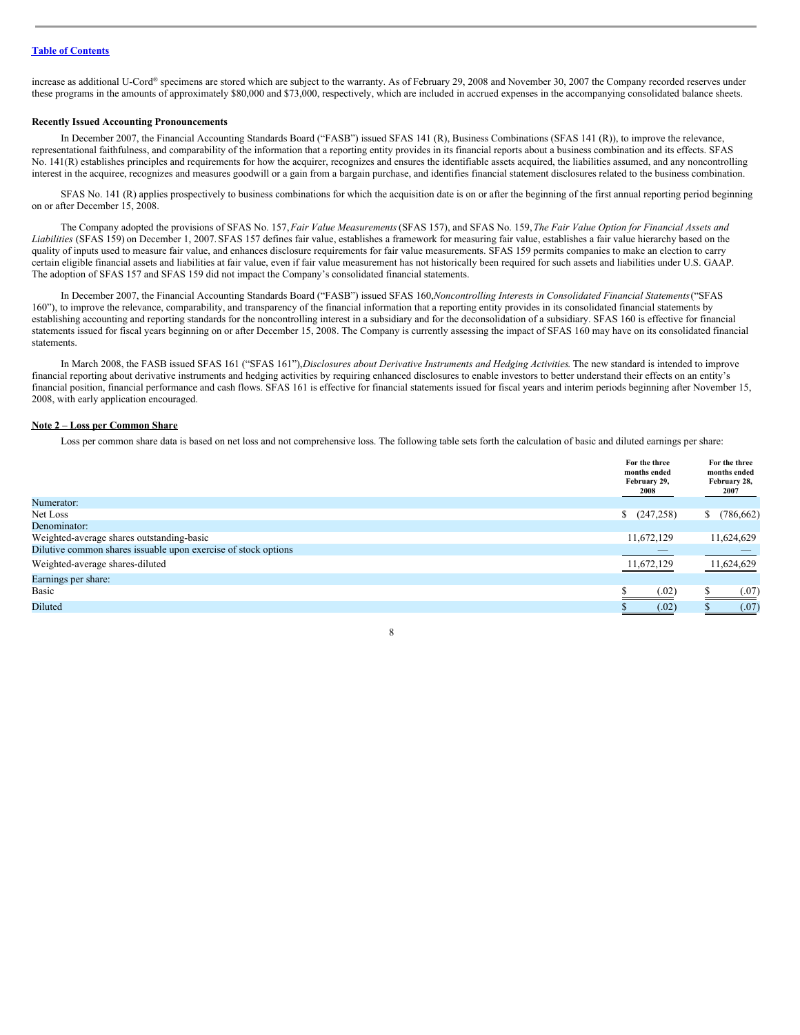increase as additional U-Cord® specimens are stored which are subject to the warranty. As of February 29, 2008 and November 30, 2007 the Company recorded reserves under these programs in the amounts of approximately $80,000 and $73,000, respectively, which are included in accrued expenses in the accompanying consolidated balance sheets.

**Recently Issued Accounting Pronouncements**

In December 2007, the Financial Accounting Standards Board ("FASB") issued SFAS 141 (R), Business Combinations (SFAS 141 (R)), to improve the relevance, representational faithfulness, and comparability of the information that a reporting entity provides in its financial reports about a business combination and its effects. SFAS No. 141(R) establishes principles and requirements for how the acquirer, recognizes and ensures the identifiable assets acquired, the liabilities assumed, and any noncontrolling interest in the acquiree, recognizes and measures goodwill or a gain from a bargain purchase, and identifies financial statement disclosures related to the business combination.

SFAS No. 141 (R) applies prospectively to business combinations for which the acquisition date is on or after the beginning of the first annual reporting period beginning on or after December 15, 2008.

The Company adopted the provisions of SFAS No. 157, *Fair Value Measurements* (SFAS 157), and SFAS No. 159, *The Fair Value Option for Financial Assets and Liabilities* (SFAS 159) on December 1, 2007. SFAS 157 defines fair value, establishes a framework for measuring fair value, establishes a fair value hierarchy based on the quality of inputs used to measure fair value, and enhances disclosure requirements for fair value measurements. SFAS 159 permits companies to make an election to carry certain eligible financial assets and liabilities at fair value, even if fair value measurement has not historically been required for such assets and liabilities under U.S. GAAP. The adoption of SFAS 157 and SFAS 159 did not impact the Company's consolidated financial statements.

In December 2007, the Financial Accounting Standards Board ("FASB") issued SFAS 160, *Noncontrolling Interests in Consolidated Financial Statements* ("SFAS 160"), to improve the relevance, comparability, and transparency of the financial information that a reporting entity provides in its consolidated financial statements by establishing accounting and reporting standards for the noncontrolling interest in a subsidiary and for the deconsolidation of a subsidiary. SFAS 160 is effective for financial statements issued for fiscal years beginning on or after December 15, 2008. The Company is currently assessing the impact of SFAS 160 may have on its consolidated financial statements.

In March 2008, the FASB issued SFAS 161 ("SFAS 161"), *Disclosures about Derivative Instruments and Hedging Activities*. The new standard is intended to improve financial reporting about derivative instruments and hedging activities by requiring enhanced disclosures to enable investors to better understand their effects on an entity's financial position, financial performance and cash flows. SFAS 161 is effective for financial statements issued for fiscal years and interim periods beginning after November 15, 2008, with early application encouraged.

**Note 2 – Loss per Common Share**

Loss per common share data is based on net loss and not comprehensive loss. The following table sets forth the calculation of basic and diluted earnings per share:

| | For the three months ended February 29, 2008 | For the three months ended February 28, 2007 |
|---|---|---|
| Numerator: | | |
| Net Loss | $ (247,258) | $ (786,662) |
| Denominator: | | |
| Weighted-average shares outstanding-basic | 11,672,129 | 11,624,629 |
| Dilutive common shares issuable upon exercise of stock options | — | — |
| Weighted-average shares-diluted | 11,672,129 | 11,624,629 |
| Earnings per share: | | |
| Basic | $ (.02) | $ (.07) |
| Diluted | $ (.02) | $ (.07) |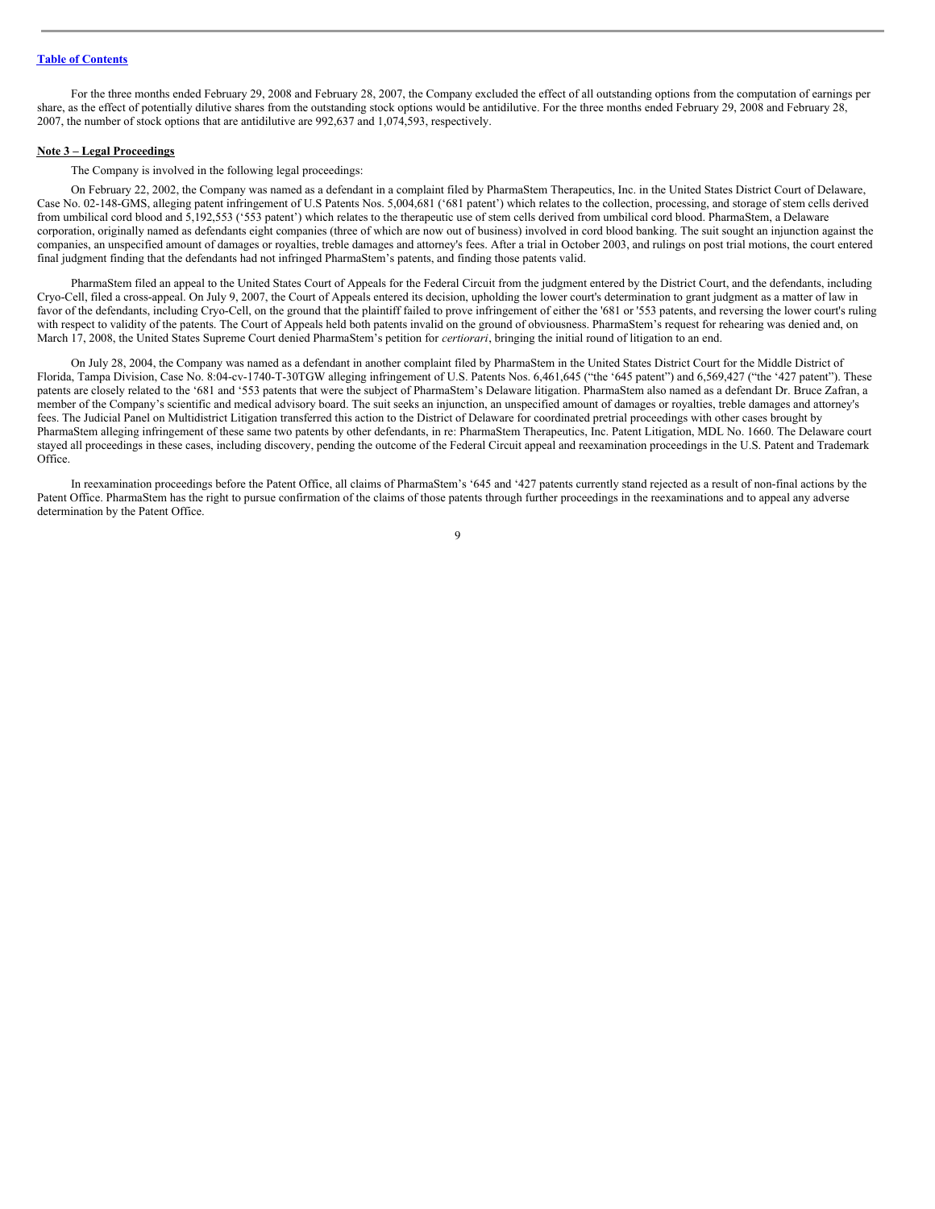For the three months ended February 29, 2008 and February 28, 2007, the Company excluded the effect of all outstanding options from the computation of earnings per share, as the effect of potentially dilutive shares from the outstanding stock options would be antidilutive. For the three months ended February 29, 2008 and February 28, 2007, the number of stock options that are antidilutive are 992,637 and 1,074,593, respectively.

**Note 3 – Legal Proceedings**

The Company is involved in the following legal proceedings:

On February 22, 2002, the Company was named as a defendant in a complaint filed by PharmaStem Therapeutics, Inc. in the United States District Court of Delaware, Case No. 02-148-GMS, alleging patent infringement of U.S Patents Nos. 5,004,681 ('681 patent') which relates to the collection, processing, and storage of stem cells derived from umbilical cord blood and 5,192,553 ('553 patent') which relates to the therapeutic use of stem cells derived from umbilical cord blood. PharmaStem, a Delaware corporation, originally named as defendants eight companies (three of which are now out of business) involved in cord blood banking. The suit sought an injunction against the companies, an unspecified amount of damages or royalties, treble damages and attorney's fees. After a trial in October 2003, and rulings on post trial motions, the court entered final judgment finding that the defendants had not infringed PharmaStem's patents, and finding those patents valid.

PharmaStem filed an appeal to the United States Court of Appeals for the Federal Circuit from the judgment entered by the District Court, and the defendants, including Cryo-Cell, filed a cross-appeal. On July 9, 2007, the Court of Appeals entered its decision, upholding the lower court's determination to grant judgment as a matter of law in favor of the defendants, including Cryo-Cell, on the ground that the plaintiff failed to prove infringement of either the '681 or '553 patents, and reversing the lower court's ruling with respect to validity of the patents. The Court of Appeals held both patents invalid on the ground of obviousness. PharmaStem's request for rehearing was denied and, on March 17, 2008, the United States Supreme Court denied PharmaStem's petition for *certiorari*, bringing the initial round of litigation to an end.

On July 28, 2004, the Company was named as a defendant in another complaint filed by PharmaStem in the United States District Court for the Middle District of Florida, Tampa Division, Case No. 8:04-cv-1740-T-30TGW alleging infringement of U.S. Patents Nos. 6,461,645 ("the '645 patent") and 6,569,427 ("the '427 patent"). These patents are closely related to the '681 and '553 patents that were the subject of PharmaStem's Delaware litigation. PharmaStem also named as a defendant Dr. Bruce Zafran, a member of the Company's scientific and medical advisory board. The suit seeks an injunction, an unspecified amount of damages or royalties, treble damages and attorney's fees. The Judicial Panel on Multidistrict Litigation transferred this action to the District of Delaware for coordinated pretrial proceedings with other cases brought by PharmaStem alleging infringement of these same two patents by other defendants, in re: PharmaStem Therapeutics, Inc. Patent Litigation, MDL No. 1660. The Delaware court stayed all proceedings in these cases, including discovery, pending the outcome of the Federal Circuit appeal and reexamination proceedings in the U.S. Patent and Trademark Office.

In reexamination proceedings before the Patent Office, all claims of PharmaStem's '645 and '427 patents currently stand rejected as a result of non-final actions by the Patent Office. PharmaStem has the right to pursue confirmation of the claims of those patents through further proceedings in the reexaminations and to appeal any adverse determination by the Patent Office.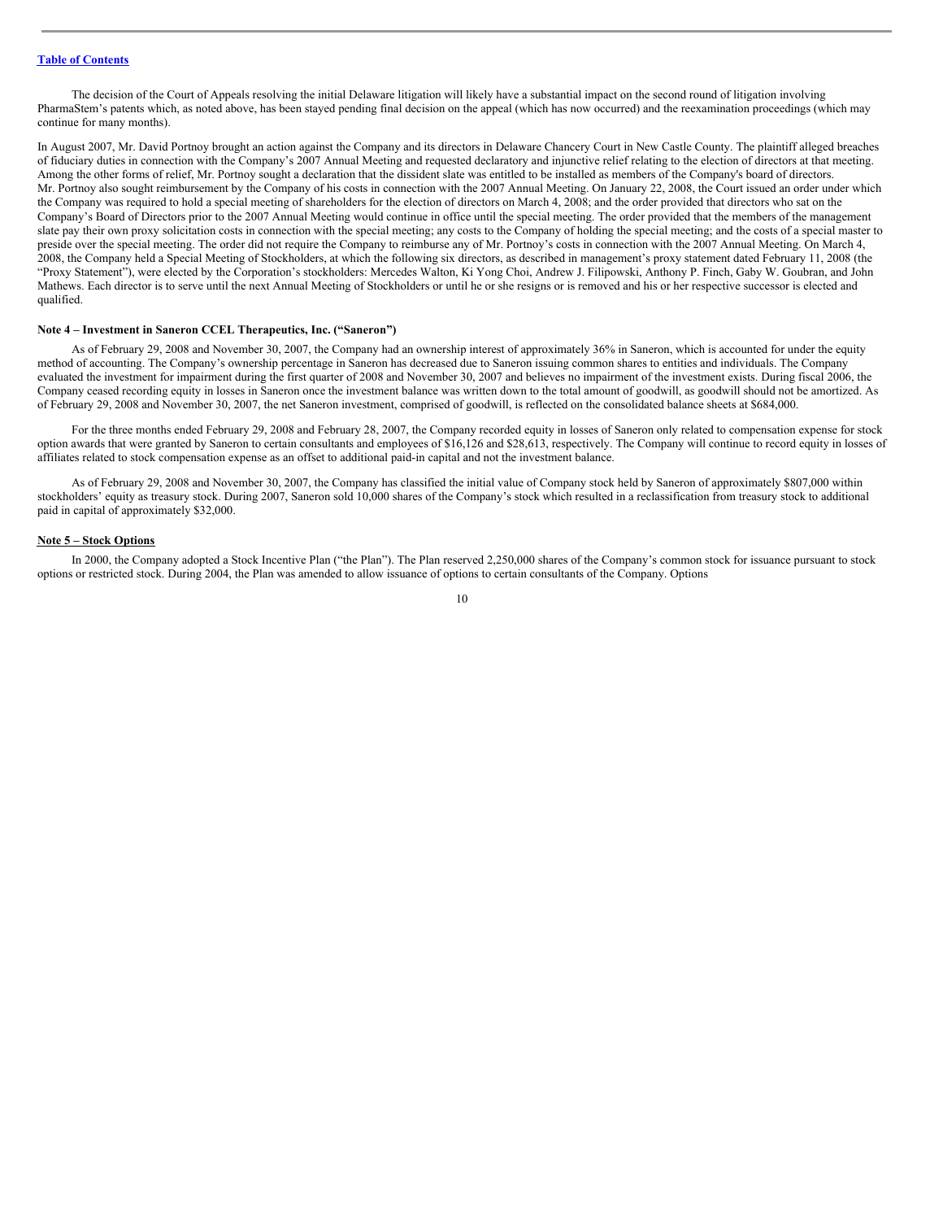The decision of the Court of Appeals resolving the initial Delaware litigation will likely have a substantial impact on the second round of litigation involving PharmaStem's patents which, as noted above, has been stayed pending final decision on the appeal (which has now occurred) and the reexamination proceedings (which may continue for many months).

In August 2007, Mr. David Portnoy brought an action against the Company and its directors in Delaware Chancery Court in New Castle County. The plaintiff alleged breaches of fiduciary duties in connection with the Company's 2007 Annual Meeting and requested declaratory and injunctive relief relating to the election of directors at that meeting. Among the other forms of relief, Mr. Portnoy sought a declaration that the dissident slate was entitled to be installed as members of the Company's board of directors. Mr. Portnoy also sought reimbursement by the Company of his costs in connection with the 2007 Annual Meeting. On January 22, 2008, the Court issued an order under which the Company was required to hold a special meeting of shareholders for the election of directors on March 4, 2008; and the order provided that directors who sat on the Company's Board of Directors prior to the 2007 Annual Meeting would continue in office until the special meeting. The order provided that the members of the management slate pay their own proxy solicitation costs in connection with the special meeting; any costs to the Company of holding the special meeting; and the costs of a special master to preside over the special meeting. The order did not require the Company to reimburse any of Mr. Portnoy's costs in connection with the 2007 Annual Meeting. On March 4, 2008, the Company held a Special Meeting of Stockholders, at which the following six directors, as described in management's proxy statement dated February 11, 2008 (the "Proxy Statement"), were elected by the Corporation's stockholders: Mercedes Walton, Ki Yong Choi, Andrew J. Filipowski, Anthony P. Finch, Gaby W. Goubran, and John Mathews. Each director is to serve until the next Annual Meeting of Stockholders or until he or she resigns or is removed and his or her respective successor is elected and qualified.

**Note 4 – Investment in Saneron CCEL Therapeutics, Inc. ("Saneron")**

As of February 29, 2008 and November 30, 2007, the Company had an ownership interest of approximately 36% in Saneron, which is accounted for under the equity method of accounting. The Company's ownership percentage in Saneron has decreased due to Saneron issuing common shares to entities and individuals. The Company evaluated the investment for impairment during the first quarter of 2008 and November 30, 2007 and believes no impairment of the investment exists. During fiscal 2006, the Company ceased recording equity in losses in Saneron once the investment balance was written down to the total amount of goodwill, as goodwill should not be amortized. As of February 29, 2008 and November 30, 2007, the net Saneron investment, comprised of goodwill, is reflected on the consolidated balance sheets at $684,000.

For the three months ended February 29, 2008 and February 28, 2007, the Company recorded equity in losses of Saneron only related to compensation expense for stock option awards that were granted by Saneron to certain consultants and employees of $16,126 and $28,613, respectively. The Company will continue to record equity in losses of affiliates related to stock compensation expense as an offset to additional paid-in capital and not the investment balance.

As of February 29, 2008 and November 30, 2007, the Company has classified the initial value of Company stock held by Saneron of approximately $807,000 within stockholders' equity as treasury stock. During 2007, Saneron sold 10,000 shares of the Company's stock which resulted in a reclassification from treasury stock to additional paid in capital of approximately $32,000.

**Note 5 – Stock Options**

In 2000, the Company adopted a Stock Incentive Plan ("the Plan"). The Plan reserved 2,250,000 shares of the Company's common stock for issuance pursuant to stock options or restricted stock. During 2004, the Plan was amended to allow issuance of options to certain consultants of the Company. Options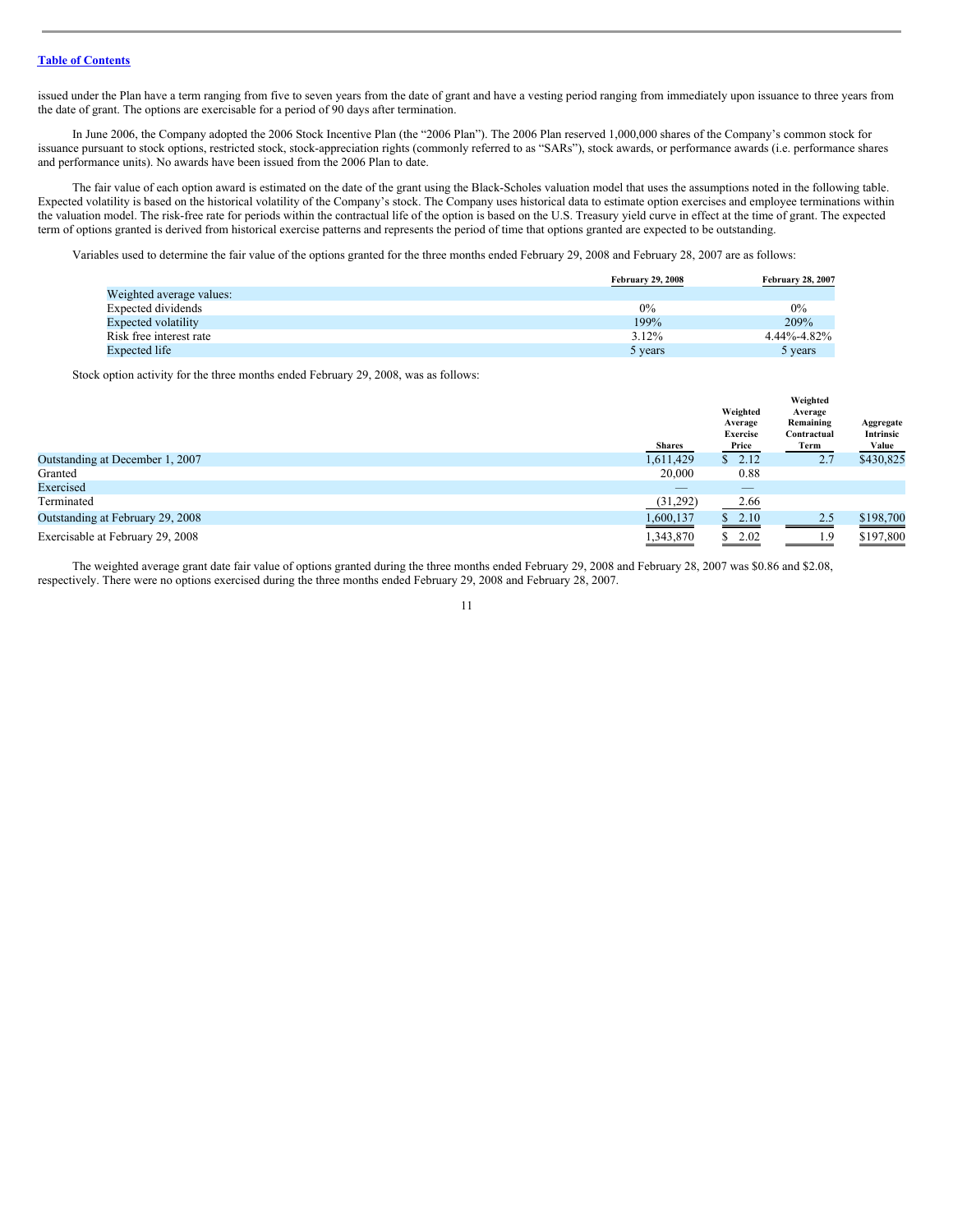issued under the Plan have a term ranging from five to seven years from the date of grant and have a vesting period ranging from immediately upon issuance to three years from the date of grant. The options are exercisable for a period of 90 days after termination.

In June 2006, the Company adopted the 2006 Stock Incentive Plan (the "2006 Plan"). The 2006 Plan reserved 1,000,000 shares of the Company's common stock for issuance pursuant to stock options, restricted stock, stock-appreciation rights (commonly referred to as "SARs"), stock awards, or performance awards (i.e. performance shares and performance units). No awards have been issued from the 2006 Plan to date.

The fair value of each option award is estimated on the date of the grant using the Black-Scholes valuation model that uses the assumptions noted in the following table. Expected volatility is based on the historical volatility of the Company's stock. The Company uses historical data to estimate option exercises and employee terminations within the valuation model. The risk-free rate for periods within the contractual life of the option is based on the U.S. Treasury yield curve in effect at the time of grant. The expected term of options granted is derived from historical exercise patterns and represents the period of time that options granted are expected to be outstanding.

Variables used to determine the fair value of the options granted for the three months ended February 29, 2008 and February 28, 2007 are as follows:

| | February 29, 2008 | February 28, 2007 |
|---|---|---|
| Weighted average values: | | |
| Expected dividends | 0% | 0% |
| Expected volatility | 199% | 209% |
| Risk free interest rate | 3.12% | 4.44%-4.82% |
| Expected life | 5 years | 5 years |

Stock option activity for the three months ended February 29, 2008, was as follows:

| | Shares | Weighted Average Exercise Price | Weighted Average Remaining Contractual Term | Aggregate Intrinsic Value |
|---|---|---|---|---|
| Outstanding at December 1, 2007 | 1,611,429 | $ 2.12 | 2.7 | $430,825 |
| Granted | 20,000 | 0.88 | | |
| Exercised | — | — | | |
| Terminated | (31,292) | 2.66 | | |
| Outstanding at February 29, 2008 | 1,600,137 | $ 2.10 | 2.5 | $198,700 |
| Exercisable at February 29, 2008 | 1,343,870 | $ 2.02 | 1.9 | $197,800 |

The weighted average grant date fair value of options granted during the three months ended February 29, 2008 and February 28, 2007 was $0.86 and $2.08, respectively. There were no options exercised during the three months ended February 29, 2008 and February 28, 2007.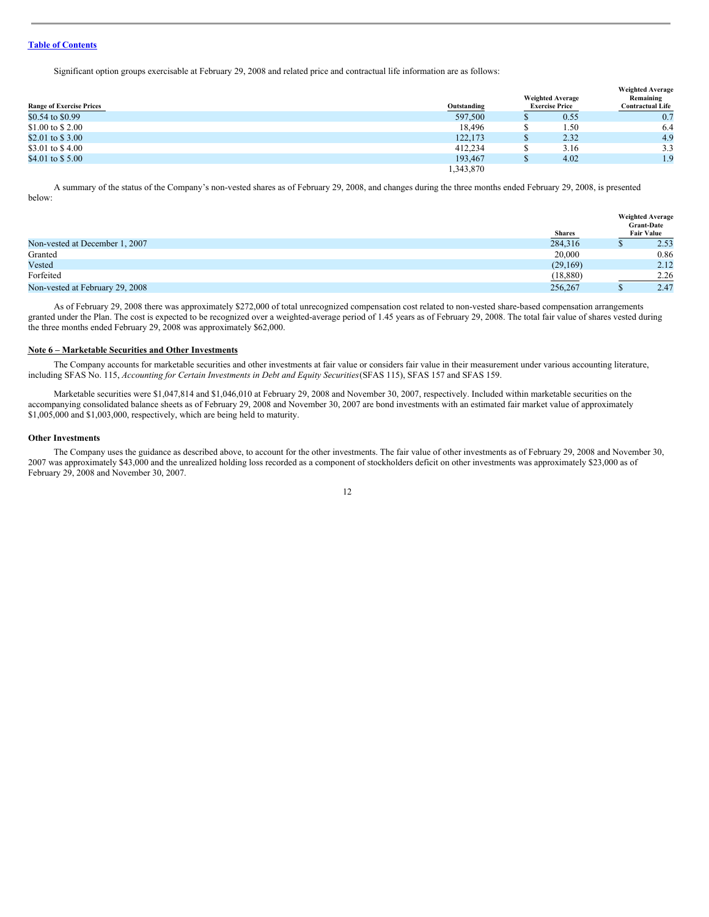Table of Contents

Significant option groups exercisable at February 29, 2008 and related price and contractual life information are as follows:

| Range of Exercise Prices | Outstanding | Weighted Average Exercise Price | Weighted Average Remaining Contractual Life |
|---|---|---|---|
| $0.54 to $0.99 | 597,500 | $ 0.55 | 0.7 |
| $1.00 to $ 2.00 | 18,496 | $ 1.50 | 6.4 |
| $2.01 to $ 3.00 | 122,173 | $ 2.32 | 4.9 |
| $3.01 to $ 4.00 | 412,234 | $ 3.16 | 3.3 |
| $4.01 to $ 5.00 | 193,467 | $ 4.02 | 1.9 |
| | 1,343,870 | | |

A summary of the status of the Company's non-vested shares as of February 29, 2008, and changes during the three months ended February 29, 2008, is presented below:

| | Shares | Weighted Average Grant-Date Fair Value |
|---|---|---|
| Non-vested at December 1, 2007 | 284,316 | $ 2.53 |
| Granted | 20,000 | 0.86 |
| Vested | (29,169) | 2.12 |
| Forfeited | (18,880) | 2.26 |
| Non-vested at February 29, 2008 | 256,267 | $ 2.47 |

As of February 29, 2008 there was approximately $272,000 of total unrecognized compensation cost related to non-vested share-based compensation arrangements granted under the Plan. The cost is expected to be recognized over a weighted-average period of 1.45 years as of February 29, 2008. The total fair value of shares vested during the three months ended February 29, 2008 was approximately $62,000.

## Note 6 – Marketable Securities and Other Investments

The Company accounts for marketable securities and other investments at fair value or considers fair value in their measurement under various accounting literature, including SFAS No. 115, *Accounting for Certain Investments in Debt and Equity Securities* (SFAS 115), SFAS 157 and SFAS 159.

Marketable securities were $1,047,814 and $1,046,010 at February 29, 2008 and November 30, 2007, respectively. Included within marketable securities on the accompanying consolidated balance sheets as of February 29, 2008 and November 30, 2007 are bond investments with an estimated fair market value of approximately $1,005,000 and $1,003,000, respectively, which are being held to maturity.

### Other Investments

The Company uses the guidance as described above, to account for the other investments. The fair value of other investments as of February 29, 2008 and November 30, 2007 was approximately $43,000 and the unrealized holding loss recorded as a component of stockholders deficit on other investments was approximately $23,000 as of February 29, 2008 and November 30, 2007.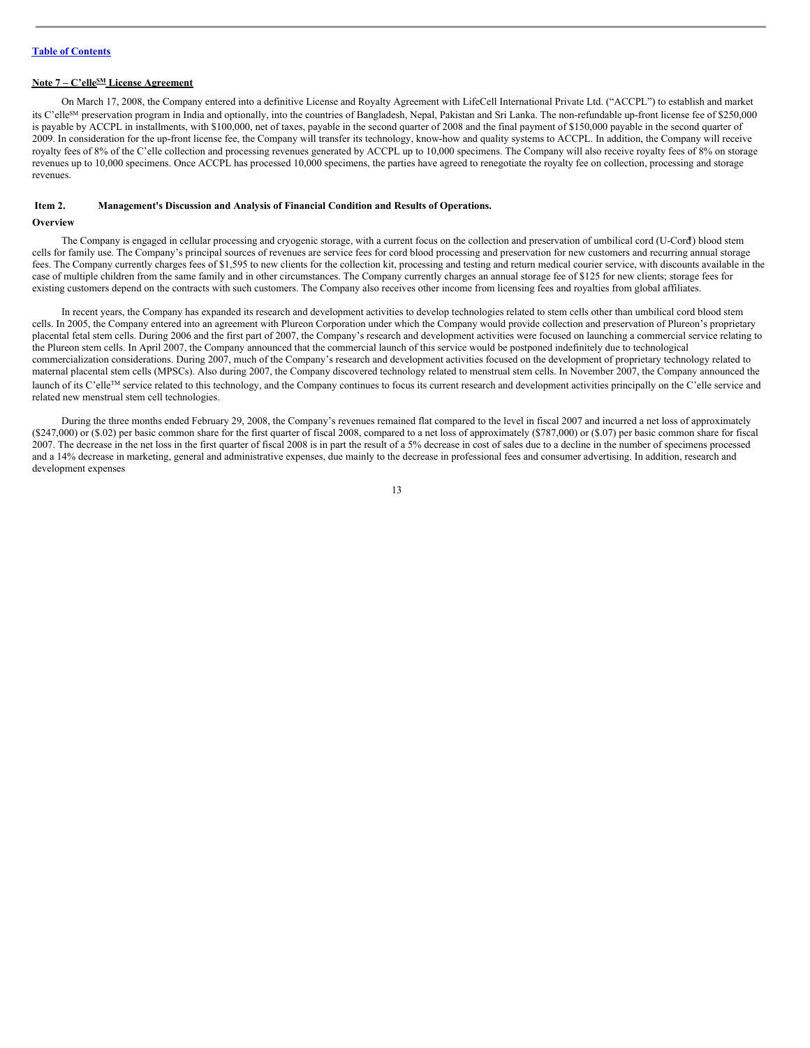[Table of Contents](#)

**Note 7 – C'elle[SM] License Agreement**

On March 17, 2008, the Company entered into a definitive License and Royalty Agreement with LifeCell International Private Ltd. ("ACCPL") to establish and market its C'elle[SM] preservation program in India and optionally, into the countries of Bangladesh, Nepal, Pakistan and Sri Lanka. The non-refundable up-front license fee of $250,000 is payable by ACCPL in installments, with $100,000, net of taxes, payable in the second quarter of 2008 and the final payment of $150,000 payable in the second quarter of 2009. In consideration for the up-front license fee, the Company will transfer its technology, know-how and quality systems to ACCPL. In addition, the Company will receive royalty fees of 8% of the C'elle collection and processing revenues generated by ACCPL up to 10,000 specimens. The Company will also receive royalty fees of 8% on storage revenues up to 10,000 specimens. Once ACCPL has processed 10,000 specimens, the parties have agreed to renegotiate the royalty fee on collection, processing and storage revenues.

**Item 2. Management's Discussion and Analysis of Financial Condition and Results of Operations.**

**Overview**

The Company is engaged in cellular processing and cryogenic storage, with a current focus on the collection and preservation of umbilical cord (U-Cord[®]) blood stem cells for family use. The Company's principal sources of revenues are service fees for cord blood processing and preservation for new customers and recurring annual storage fees. The Company currently charges fees of $1,595 to new clients for the collection kit, processing and testing and return medical courier service, with discounts available in the case of multiple children from the same family and in other circumstances. The Company currently charges an annual storage fee of $125 for new clients; storage fees for existing customers depend on the contracts with such customers. The Company also receives other income from licensing fees and royalties from global affiliates.

In recent years, the Company has expanded its research and development activities to develop technologies related to stem cells other than umbilical cord blood stem cells. In 2005, the Company entered into an agreement with Plureon Corporation under which the Company would provide collection and preservation of Plureon's proprietary placental fetal stem cells. During 2006 and the first part of 2007, the Company's research and development activities were focused on launching a commercial service relating to the Plureon stem cells. In April 2007, the Company announced that the commercial launch of this service would be postponed indefinitely due to technological commercialization considerations. During 2007, much of the Company's research and development activities focused on the development of proprietary technology related to maternal placental stem cells (MPSCs). Also during 2007, the Company discovered technology related to menstrual stem cells. In November 2007, the Company announced the launch of its C'elle[TM] service related to this technology, and the Company continues to focus its current research and development activities principally on the C'elle service and related new menstrual stem cell technologies.

During the three months ended February 29, 2008, the Company's revenues remained flat compared to the level in fiscal 2007 and incurred a net loss of approximately ($247,000) or ($.02) per basic common share for the first quarter of fiscal 2008, compared to a net loss of approximately ($787,000) or ($.07) per basic common share for fiscal 2007. The decrease in the net loss in the first quarter of fiscal 2008 is in part the result of a 5% decrease in cost of sales due to a decline in the number of specimens processed and a 14% decrease in marketing, general and administrative expenses, due mainly to the decrease in professional fees and consumer advertising. In addition, research and development expenses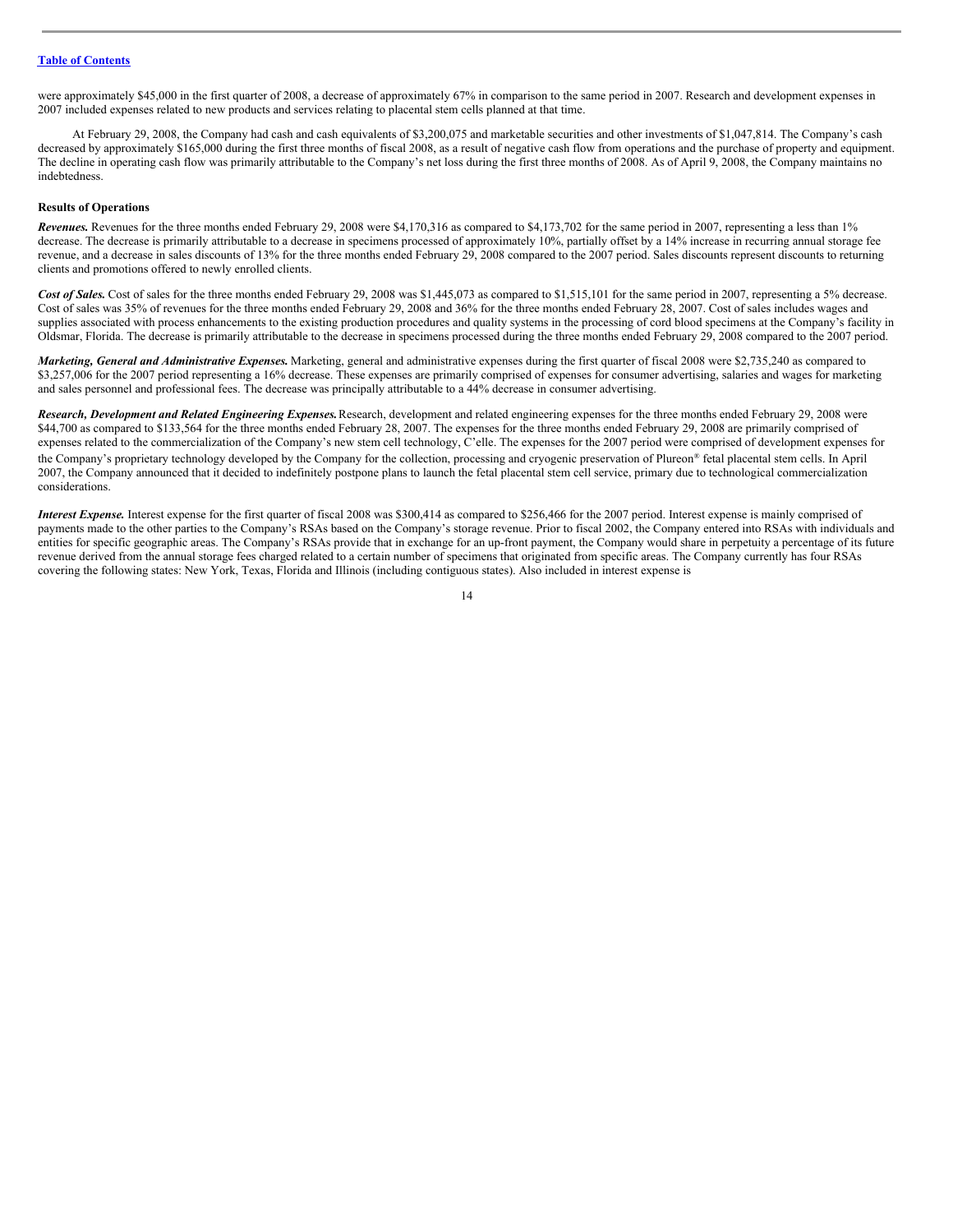were approximately $45,000 in the first quarter of 2008, a decrease of approximately 67% in comparison to the same period in 2007. Research and development expenses in 2007 included expenses related to new products and services relating to placental stem cells planned at that time.

At February 29, 2008, the Company had cash and cash equivalents of $3,200,075 and marketable securities and other investments of $1,047,814. The Company's cash decreased by approximately $165,000 during the first three months of fiscal 2008, as a result of negative cash flow from operations and the purchase of property and equipment. The decline in operating cash flow was primarily attributable to the Company's net loss during the first three months of 2008. As of April 9, 2008, the Company maintains no indebtedness.

**Results of Operations**

***Revenues.*** Revenues for the three months ended February 29, 2008 were $4,170,316 as compared to $4,173,702 for the same period in 2007, representing a less than 1% decrease. The decrease is primarily attributable to a decrease in specimens processed of approximately 10%, partially offset by a 14% increase in recurring annual storage fee revenue, and a decrease in sales discounts of 13% for the three months ended February 29, 2008 compared to the 2007 period. Sales discounts represent discounts to returning clients and promotions offered to newly enrolled clients.

***Cost of Sales.*** Cost of sales for the three months ended February 29, 2008 was $1,445,073 as compared to $1,515,101 for the same period in 2007, representing a 5% decrease. Cost of sales was 35% of revenues for the three months ended February 29, 2008 and 36% for the three months ended February 28, 2007. Cost of sales includes wages and supplies associated with process enhancements to the existing production procedures and quality systems in the processing of cord blood specimens at the Company's facility in Oldsmar, Florida. The decrease is primarily attributable to the decrease in specimens processed during the three months ended February 29, 2008 compared to the 2007 period.

***Marketing, General and Administrative Expenses.*** Marketing, general and administrative expenses during the first quarter of fiscal 2008 were $2,735,240 as compared to $3,257,006 for the 2007 period representing a 16% decrease. These expenses are primarily comprised of expenses for consumer advertising, salaries and wages for marketing and sales personnel and professional fees. The decrease was principally attributable to a 44% decrease in consumer advertising.

***Research, Development and Related Engineering Expenses.*** Research, development and related engineering expenses for the three months ended February 29, 2008 were $44,700 as compared to $133,564 for the three months ended February 28, 2007. The expenses for the three months ended February 29, 2008 are primarily comprised of expenses related to the commercialization of the Company's new stem cell technology, C'elle. The expenses for the 2007 period were comprised of development expenses for the Company's proprietary technology developed by the Company for the collection, processing and cryogenic preservation of Plureon® fetal placental stem cells. In April 2007, the Company announced that it decided to indefinitely postpone plans to launch the fetal placental stem cell service, primary due to technological commercialization considerations.

***Interest Expense.*** Interest expense for the first quarter of fiscal 2008 was $300,414 as compared to $256,466 for the 2007 period. Interest expense is mainly comprised of payments made to the other parties to the Company's RSAs based on the Company's storage revenue. Prior to fiscal 2002, the Company entered into RSAs with individuals and entities for specific geographic areas. The Company's RSAs provide that in exchange for an up-front payment, the Company would share in perpetuity a percentage of its future revenue derived from the annual storage fees charged related to a certain number of specimens that originated from specific areas. The Company currently has four RSAs covering the following states: New York, Texas, Florida and Illinois (including contiguous states). Also included in interest expense is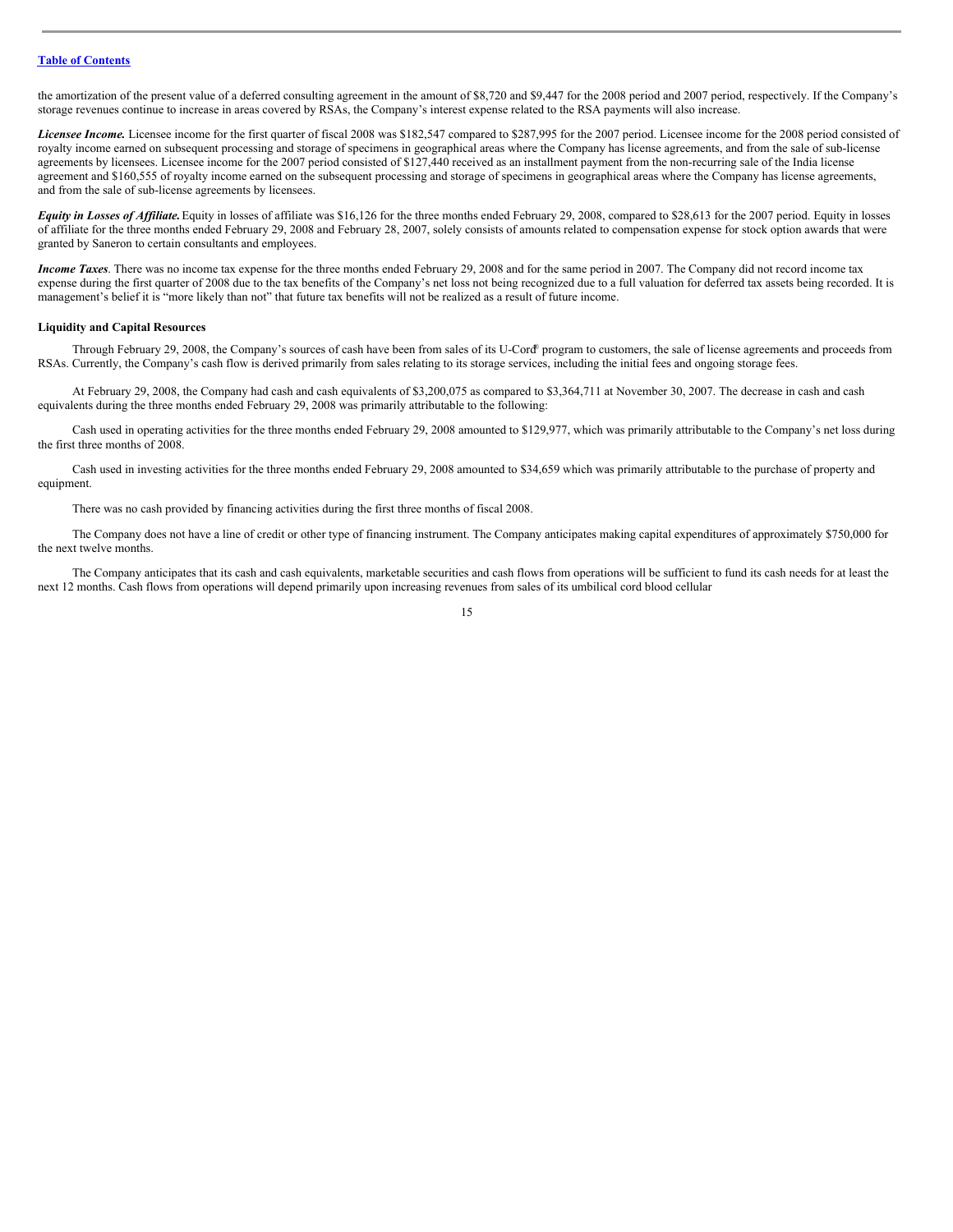the amortization of the present value of a deferred consulting agreement in the amount of $8,720 and $9,447 for the 2008 period and 2007 period, respectively. If the Company's storage revenues continue to increase in areas covered by RSAs, the Company's interest expense related to the RSA payments will also increase.

***Licensee Income.*** Licensee income for the first quarter of fiscal 2008 was $182,547 compared to $287,995 for the 2007 period. Licensee income for the 2008 period consisted of royalty income earned on subsequent processing and storage of specimens in geographical areas where the Company has license agreements, and from the sale of sub-license agreements by licensees. Licensee income for the 2007 period consisted of $127,440 received as an installment payment from the non-recurring sale of the India license agreement and $160,555 of royalty income earned on the subsequent processing and storage of specimens in geographical areas where the Company has license agreements, and from the sale of sub-license agreements by licensees.

***Equity in Losses of Affiliate.*** Equity in losses of affiliate was $16,126 for the three months ended February 29, 2008, compared to $28,613 for the 2007 period. Equity in losses of affiliate for the three months ended February 29, 2008 and February 28, 2007, solely consists of amounts related to compensation expense for stock option awards that were granted by Saneron to certain consultants and employees.

***Income Taxes***. There was no income tax expense for the three months ended February 29, 2008 and for the same period in 2007. The Company did not record income tax expense during the first quarter of 2008 due to the tax benefits of the Company's net loss not being recognized due to a full valuation for deferred tax assets being recorded. It is management's belief it is "more likely than not" that future tax benefits will not be realized as a result of future income.

**Liquidity and Capital Resources**

Through February 29, 2008, the Company's sources of cash have been from sales of its U-Cord® program to customers, the sale of license agreements and proceeds from RSAs. Currently, the Company's cash flow is derived primarily from sales relating to its storage services, including the initial fees and ongoing storage fees.

At February 29, 2008, the Company had cash and cash equivalents of $3,200,075 as compared to $3,364,711 at November 30, 2007. The decrease in cash and cash equivalents during the three months ended February 29, 2008 was primarily attributable to the following:

Cash used in operating activities for the three months ended February 29, 2008 amounted to $129,977, which was primarily attributable to the Company's net loss during the first three months of 2008.

Cash used in investing activities for the three months ended February 29, 2008 amounted to $34,659 which was primarily attributable to the purchase of property and equipment.

There was no cash provided by financing activities during the first three months of fiscal 2008.

The Company does not have a line of credit or other type of financing instrument. The Company anticipates making capital expenditures of approximately $750,000 for the next twelve months.

The Company anticipates that its cash and cash equivalents, marketable securities and cash flows from operations will be sufficient to fund its cash needs for at least the next 12 months. Cash flows from operations will depend primarily upon increasing revenues from sales of its umbilical cord blood cellular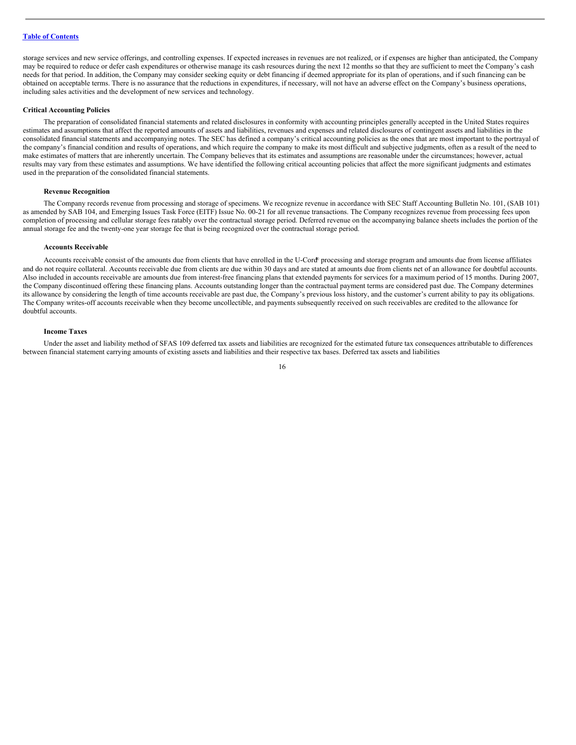storage services and new service offerings, and controlling expenses. If expected increases in revenues are not realized, or if expenses are higher than anticipated, the Company may be required to reduce or defer cash expenditures or otherwise manage its cash resources during the next 12 months so that they are sufficient to meet the Company's cash needs for that period. In addition, the Company may consider seeking equity or debt financing if deemed appropriate for its plan of operations, and if such financing can be obtained on acceptable terms. There is no assurance that the reductions in expenditures, if necessary, will not have an adverse effect on the Company's business operations, including sales activities and the development of new services and technology.

**Critical Accounting Policies**

The preparation of consolidated financial statements and related disclosures in conformity with accounting principles generally accepted in the United States requires estimates and assumptions that affect the reported amounts of assets and liabilities, revenues and expenses and related disclosures of contingent assets and liabilities in the consolidated financial statements and accompanying notes. The SEC has defined a company's critical accounting policies as the ones that are most important to the portrayal of the company's financial condition and results of operations, and which require the company to make its most difficult and subjective judgments, often as a result of the need to make estimates of matters that are inherently uncertain. The Company believes that its estimates and assumptions are reasonable under the circumstances; however, actual results may vary from these estimates and assumptions. We have identified the following critical accounting policies that affect the more significant judgments and estimates used in the preparation of the consolidated financial statements.

**Revenue Recognition**

The Company records revenue from processing and storage of specimens. We recognize revenue in accordance with SEC Staff Accounting Bulletin No. 101, (SAB 101) as amended by SAB 104, and Emerging Issues Task Force (EITF) Issue No. 00-21 for all revenue transactions. The Company recognizes revenue from processing fees upon completion of processing and cellular storage fees ratably over the contractual storage period. Deferred revenue on the accompanying balance sheets includes the portion of the annual storage fee and the twenty-one year storage fee that is being recognized over the contractual storage period.

**Accounts Receivable**

Accounts receivable consist of the amounts due from clients that have enrolled in the U-Cord® processing and storage program and amounts due from license affiliates and do not require collateral. Accounts receivable due from clients are due within 30 days and are stated at amounts due from clients net of an allowance for doubtful accounts. Also included in accounts receivable are amounts due from interest-free financing plans that extended payments for services for a maximum period of 15 months. During 2007, the Company discontinued offering these financing plans. Accounts outstanding longer than the contractual payment terms are considered past due. The Company determines its allowance by considering the length of time accounts receivable are past due, the Company's previous loss history, and the customer's current ability to pay its obligations. The Company writes-off accounts receivable when they become uncollectible, and payments subsequently received on such receivables are credited to the allowance for doubtful accounts.

**Income Taxes**

Under the asset and liability method of SFAS 109 deferred tax assets and liabilities are recognized for the estimated future tax consequences attributable to differences between financial statement carrying amounts of existing assets and liabilities and their respective tax bases. Deferred tax assets and liabilities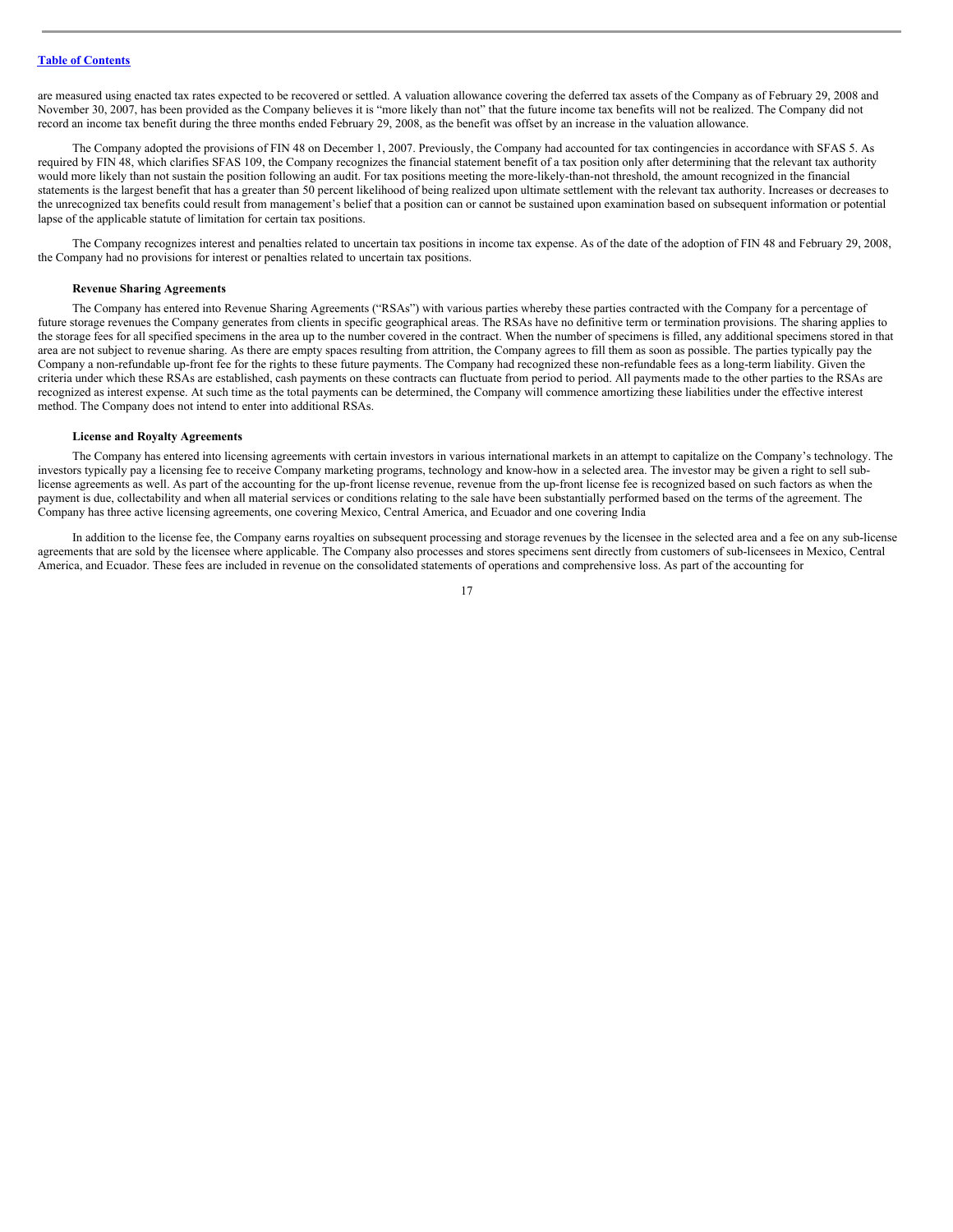are measured using enacted tax rates expected to be recovered or settled. A valuation allowance covering the deferred tax assets of the Company as of February 29, 2008 and November 30, 2007, has been provided as the Company believes it is "more likely than not" that the future income tax benefits will not be realized. The Company did not record an income tax benefit during the three months ended February 29, 2008, as the benefit was offset by an increase in the valuation allowance.

The Company adopted the provisions of FIN 48 on December 1, 2007. Previously, the Company had accounted for tax contingencies in accordance with SFAS 5. As required by FIN 48, which clarifies SFAS 109, the Company recognizes the financial statement benefit of a tax position only after determining that the relevant tax authority would more likely than not sustain the position following an audit. For tax positions meeting the more-likely-than-not threshold, the amount recognized in the financial statements is the largest benefit that has a greater than 50 percent likelihood of being realized upon ultimate settlement with the relevant tax authority. Increases or decreases to the unrecognized tax benefits could result from management's belief that a position can or cannot be sustained upon examination based on subsequent information or potential lapse of the applicable statute of limitation for certain tax positions.

The Company recognizes interest and penalties related to uncertain tax positions in income tax expense. As of the date of the adoption of FIN 48 and February 29, 2008, the Company had no provisions for interest or penalties related to uncertain tax positions.

**Revenue Sharing Agreements**

The Company has entered into Revenue Sharing Agreements ("RSAs") with various parties whereby these parties contracted with the Company for a percentage of future storage revenues the Company generates from clients in specific geographical areas. The RSAs have no definitive term or termination provisions. The sharing applies to the storage fees for all specified specimens in the area up to the number covered in the contract. When the number of specimens is filled, any additional specimens stored in that area are not subject to revenue sharing. As there are empty spaces resulting from attrition, the Company agrees to fill them as soon as possible. The parties typically pay the Company a non-refundable up-front fee for the rights to these future payments. The Company had recognized these non-refundable fees as a long-term liability. Given the criteria under which these RSAs are established, cash payments on these contracts can fluctuate from period to period. All payments made to the other parties to the RSAs are recognized as interest expense. At such time as the total payments can be determined, the Company will commence amortizing these liabilities under the effective interest method. The Company does not intend to enter into additional RSAs.

**License and Royalty Agreements**

The Company has entered into licensing agreements with certain investors in various international markets in an attempt to capitalize on the Company's technology. The investors typically pay a licensing fee to receive Company marketing programs, technology and know-how in a selected area. The investor may be given a right to sell sub-license agreements as well. As part of the accounting for the up-front license revenue, revenue from the up-front license fee is recognized based on such factors as when the payment is due, collectability and when all material services or conditions relating to the sale have been substantially performed based on the terms of the agreement. The Company has three active licensing agreements, one covering Mexico, Central America, and Ecuador and one covering India

In addition to the license fee, the Company earns royalties on subsequent processing and storage revenues by the licensee in the selected area and a fee on any sub-license agreements that are sold by the licensee where applicable. The Company also processes and stores specimens sent directly from customers of sub-licensees in Mexico, Central America, and Ecuador. These fees are included in revenue on the consolidated statements of operations and comprehensive loss. As part of the accounting for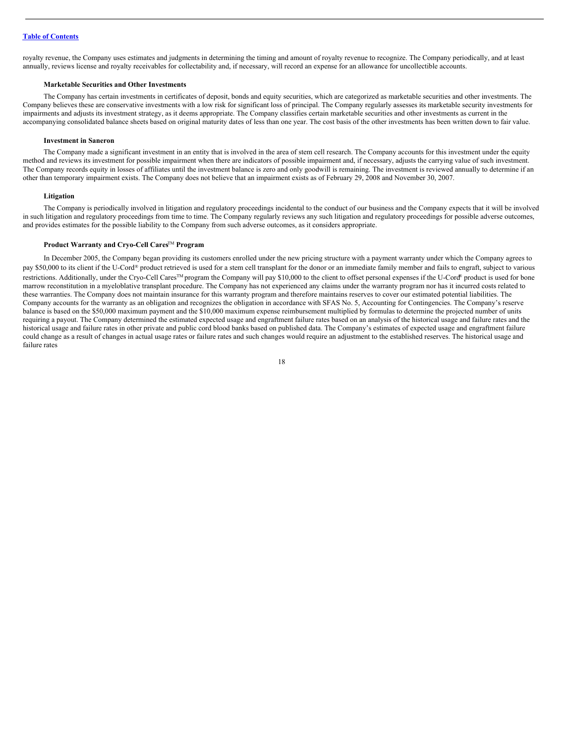royalty revenue, the Company uses estimates and judgments in determining the timing and amount of royalty revenue to recognize. The Company periodically, and at least annually, reviews license and royalty receivables for collectability and, if necessary, will record an expense for an allowance for uncollectible accounts.

**Marketable Securities and Other Investments**

The Company has certain investments in certificates of deposit, bonds and equity securities, which are categorized as marketable securities and other investments. The Company believes these are conservative investments with a low risk for significant loss of principal. The Company regularly assesses its marketable security investments for impairments and adjusts its investment strategy, as it deems appropriate. The Company classifies certain marketable securities and other investments as current in the accompanying consolidated balance sheets based on original maturity dates of less than one year. The cost basis of the other investments has been written down to fair value.

**Investment in Saneron**

The Company made a significant investment in an entity that is involved in the area of stem cell research. The Company accounts for this investment under the equity method and reviews its investment for possible impairment when there are indicators of possible impairment and, if necessary, adjusts the carrying value of such investment. The Company records equity in losses of affiliates until the investment balance is zero and only goodwill is remaining. The investment is reviewed annually to determine if an other than temporary impairment exists. The Company does not believe that an impairment exists as of February 29, 2008 and November 30, 2007.

**Litigation**

The Company is periodically involved in litigation and regulatory proceedings incidental to the conduct of our business and the Company expects that it will be involved in such litigation and regulatory proceedings from time to time. The Company regularly reviews any such litigation and regulatory proceedings for possible adverse outcomes, and provides estimates for the possible liability to the Company from such adverse outcomes, as it considers appropriate.

**Product Warranty and Cryo-Cell Cares™ Program**

In December 2005, the Company began providing its customers enrolled under the new pricing structure with a payment warranty under which the Company agrees to pay $50,000 to its client if the U-Cord® product retrieved is used for a stem cell transplant for the donor or an immediate family member and fails to engraft, subject to various restrictions. Additionally, under the Cryo-Cell Cares™ program the Company will pay $10,000 to the client to offset personal expenses if the U-Cord® product is used for bone marrow reconstitution in a myeloblative transplant procedure. The Company has not experienced any claims under the warranty program nor has it incurred costs related to these warranties. The Company does not maintain insurance for this warranty program and therefore maintains reserves to cover our estimated potential liabilities. The Company accounts for the warranty as an obligation and recognizes the obligation in accordance with SFAS No. 5, Accounting for Contingencies. The Company's reserve balance is based on the $50,000 maximum payment and the $10,000 maximum expense reimbursement multiplied by formulas to determine the projected number of units requiring a payout. The Company determined the estimated expected usage and engraftment failure rates based on an analysis of the historical usage and failure rates and the historical usage and failure rates in other private and public cord blood banks based on published data. The Company's estimates of expected usage and engraftment failure could change as a result of changes in actual usage rates or failure rates and such changes would require an adjustment to the established reserves. The historical usage and failure rates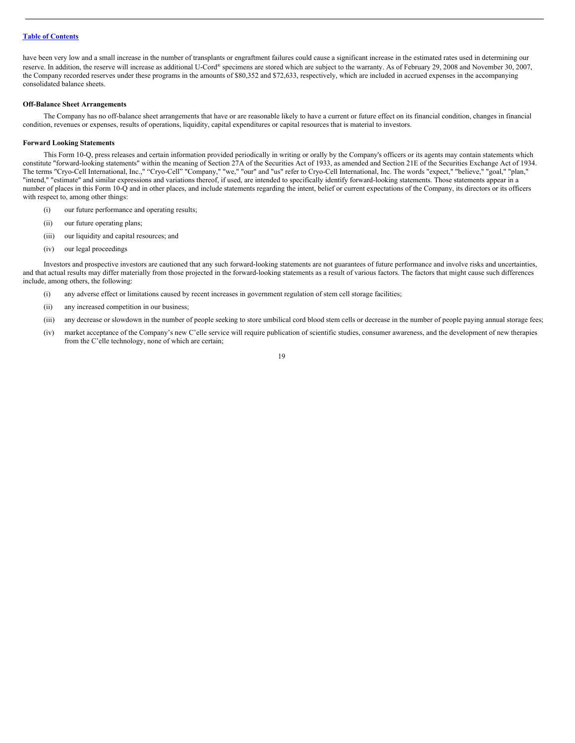have been very low and a small increase in the number of transplants or engraftment failures could cause a significant increase in the estimated rates used in determining our reserve. In addition, the reserve will increase as additional U-Cord® specimens are stored which are subject to the warranty. As of February 29, 2008 and November 30, 2007, the Company recorded reserves under these programs in the amounts of $80,352 and $72,633, respectively, which are included in accrued expenses in the accompanying consolidated balance sheets.

**Off-Balance Sheet Arrangements**

The Company has no off-balance sheet arrangements that have or are reasonable likely to have a current or future effect on its financial condition, changes in financial condition, revenues or expenses, results of operations, liquidity, capital expenditures or capital resources that is material to investors.

**Forward Looking Statements**

This Form 10-Q, press releases and certain information provided periodically in writing or orally by the Company's officers or its agents may contain statements which constitute "forward-looking statements" within the meaning of Section 27A of the Securities Act of 1933, as amended and Section 21E of the Securities Exchange Act of 1934. The terms "Cryo-Cell International, Inc.," "Cryo-Cell" "Company," "we," "our" and "us" refer to Cryo-Cell International, Inc. The words "expect," "believe," "goal," "plan," "intend," "estimate" and similar expressions and variations thereof, if used, are intended to specifically identify forward-looking statements. Those statements appear in a number of places in this Form 10-Q and in other places, and include statements regarding the intent, belief or current expectations of the Company, its directors or its officers with respect to, among other things:

(i) our future performance and operating results;

(ii) our future operating plans;

(iii) our liquidity and capital resources; and

(iv) our legal proceedings

Investors and prospective investors are cautioned that any such forward-looking statements are not guarantees of future performance and involve risks and uncertainties, and that actual results may differ materially from those projected in the forward-looking statements as a result of various factors. The factors that might cause such differences include, among others, the following:

(i) any adverse effect or limitations caused by recent increases in government regulation of stem cell storage facilities;

(ii) any increased competition in our business;

(iii) any decrease or slowdown in the number of people seeking to store umbilical cord blood stem cells or decrease in the number of people paying annual storage fees;

(iv) market acceptance of the Company's new C'elle service will require publication of scientific studies, consumer awareness, and the development of new therapies from the C'elle technology, none of which are certain;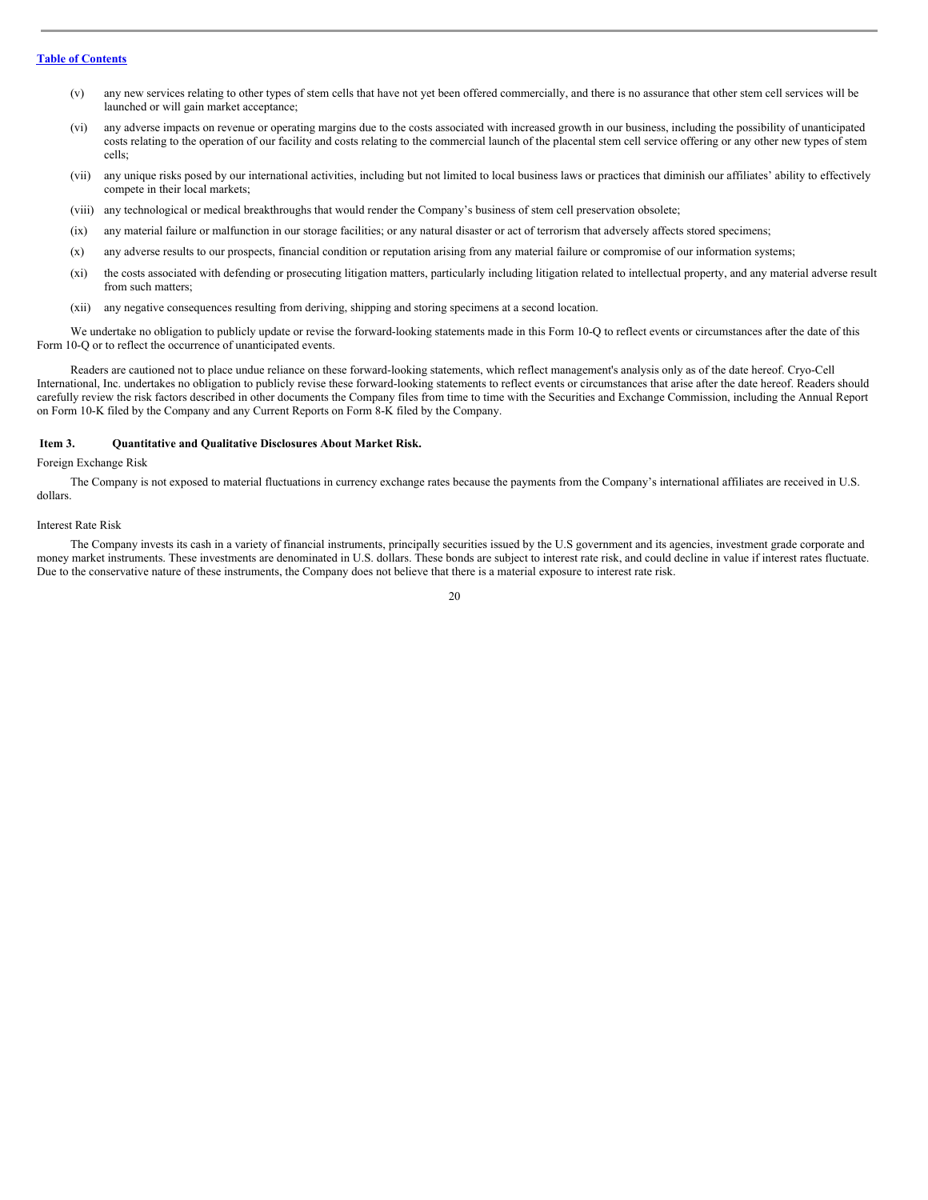[Table of Contents](#)

(v) any new services relating to other types of stem cells that have not yet been offered commercially, and there is no assurance that other stem cell services will be launched or will gain market acceptance;

(vi) any adverse impacts on revenue or operating margins due to the costs associated with increased growth in our business, including the possibility of unanticipated costs relating to the operation of our facility and costs relating to the commercial launch of the placental stem cell service offering or any other new types of stem cells;

(vii) any unique risks posed by our international activities, including but not limited to local business laws or practices that diminish our affiliates' ability to effectively compete in their local markets;

(viii) any technological or medical breakthroughs that would render the Company's business of stem cell preservation obsolete;

(ix) any material failure or malfunction in our storage facilities; or any natural disaster or act of terrorism that adversely affects stored specimens;

(x) any adverse results to our prospects, financial condition or reputation arising from any material failure or compromise of our information systems;

(xi) the costs associated with defending or prosecuting litigation matters, particularly including litigation related to intellectual property, and any material adverse result from such matters;

(xii) any negative consequences resulting from deriving, shipping and storing specimens at a second location.

We undertake no obligation to publicly update or revise the forward-looking statements made in this Form 10-Q to reflect events or circumstances after the date of this Form 10-Q or to reflect the occurrence of unanticipated events.

Readers are cautioned not to place undue reliance on these forward-looking statements, which reflect management's analysis only as of the date hereof. Cryo-Cell International, Inc. undertakes no obligation to publicly revise these forward-looking statements to reflect events or circumstances that arise after the date hereof. Readers should carefully review the risk factors described in other documents the Company files from time to time with the Securities and Exchange Commission, including the Annual Report on Form 10-K filed by the Company and any Current Reports on Form 8-K filed by the Company.

## Item 3. Quantitative and Qualitative Disclosures About Market Risk.

Foreign Exchange Risk

The Company is not exposed to material fluctuations in currency exchange rates because the payments from the Company's international affiliates are received in U.S. dollars.

Interest Rate Risk

The Company invests its cash in a variety of financial instruments, principally securities issued by the U.S government and its agencies, investment grade corporate and money market instruments. These investments are denominated in U.S. dollars. These bonds are subject to interest rate risk, and could decline in value if interest rates fluctuate. Due to the conservative nature of these instruments, the Company does not believe that there is a material exposure to interest rate risk.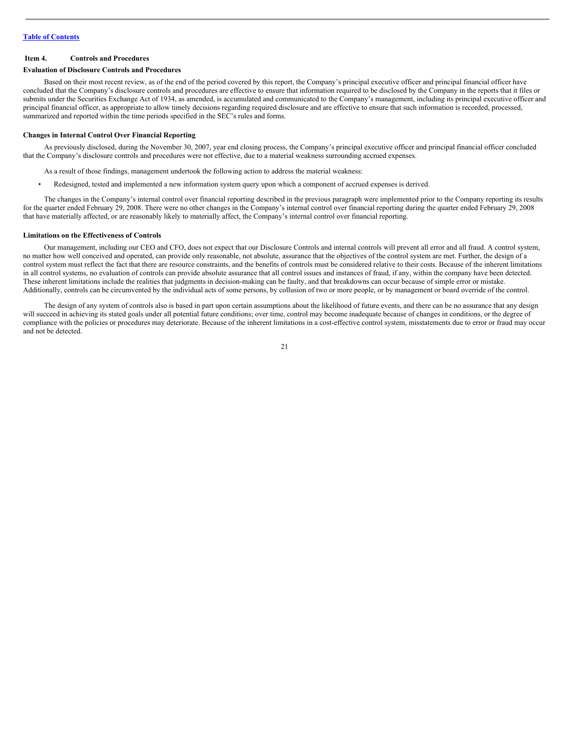## Item 4. Controls and Procedures

### Evaluation of Disclosure Controls and Procedures

Based on their most recent review, as of the end of the period covered by this report, the Company's principal executive officer and principal financial officer have concluded that the Company's disclosure controls and procedures are effective to ensure that information required to be disclosed by the Company in the reports that it files or submits under the Securities Exchange Act of 1934, as amended, is accumulated and communicated to the Company's management, including its principal executive officer and principal financial officer, as appropriate to allow timely decisions regarding required disclosure and are effective to ensure that such information is recorded, processed, summarized and reported within the time periods specified in the SEC's rules and forms.

### Changes in Internal Control Over Financial Reporting

As previously disclosed, during the November 30, 2007, year end closing process, the Company's principal executive officer and principal financial officer concluded that the Company's disclosure controls and procedures were not effective, due to a material weakness surrounding accrued expenses.

As a result of those findings, management undertook the following action to address the material weakness:

- Redesigned, tested and implemented a new information system query upon which a component of accrued expenses is derived.

The changes in the Company's internal control over financial reporting described in the previous paragraph were implemented prior to the Company reporting its results for the quarter ended February 29, 2008. There were no other changes in the Company's internal control over financial reporting during the quarter ended February 29, 2008 that have materially affected, or are reasonably likely to materially affect, the Company's internal control over financial reporting.

### Limitations on the Effectiveness of Controls

Our management, including our CEO and CFO, does not expect that our Disclosure Controls and internal controls will prevent all error and all fraud. A control system, no matter how well conceived and operated, can provide only reasonable, not absolute, assurance that the objectives of the control system are met. Further, the design of a control system must reflect the fact that there are resource constraints, and the benefits of controls must be considered relative to their costs. Because of the inherent limitations in all control systems, no evaluation of controls can provide absolute assurance that all control issues and instances of fraud, if any, within the company have been detected. These inherent limitations include the realities that judgments in decision-making can be faulty, and that breakdowns can occur because of simple error or mistake. Additionally, controls can be circumvented by the individual acts of some persons, by collusion of two or more people, or by management or board override of the control.

The design of any system of controls also is based in part upon certain assumptions about the likelihood of future events, and there can be no assurance that any design will succeed in achieving its stated goals under all potential future conditions; over time, control may become inadequate because of changes in conditions, or the degree of compliance with the policies or procedures may deteriorate. Because of the inherent limitations in a cost-effective control system, misstatements due to error or fraud may occur and not be detected.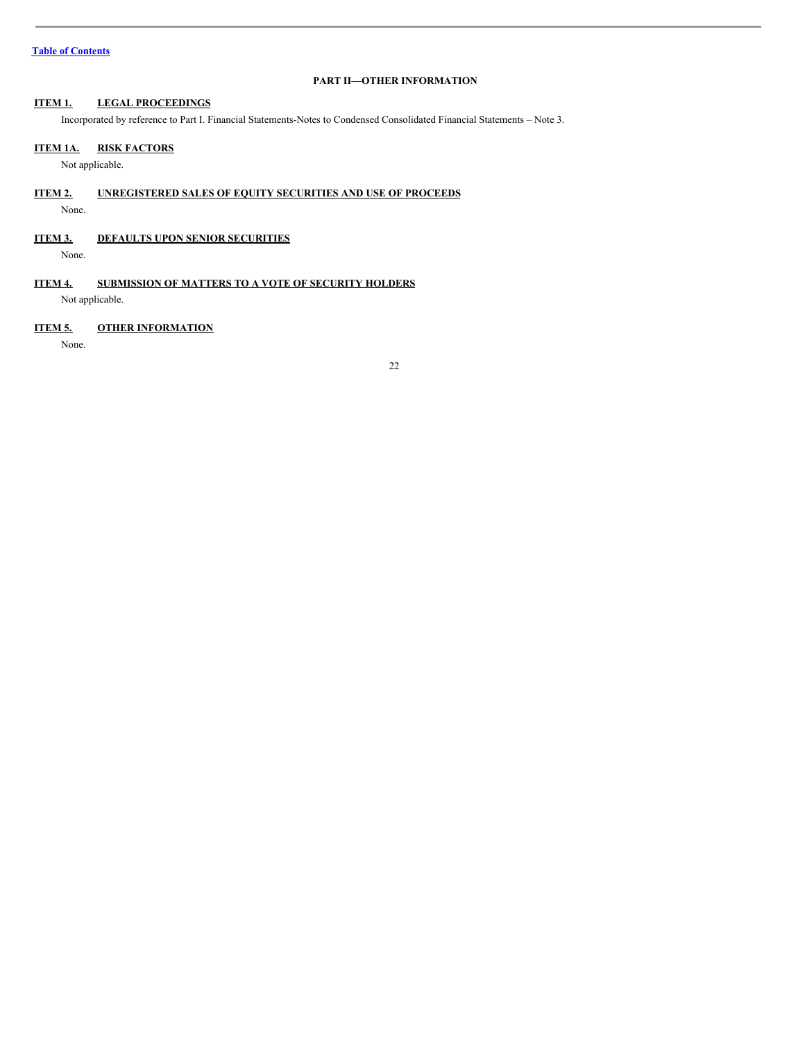## PART II—OTHER INFORMATION

### ITEM 1. LEGAL PROCEEDINGS

Incorporated by reference to Part I. Financial Statements-Notes to Condensed Consolidated Financial Statements – Note 3.

### ITEM 1A. RISK FACTORS

Not applicable.

### ITEM 2. UNREGISTERED SALES OF EQUITY SECURITIES AND USE OF PROCEEDS

None.

### ITEM 3. DEFAULTS UPON SENIOR SECURITIES

None.

### ITEM 4. SUBMISSION OF MATTERS TO A VOTE OF SECURITY HOLDERS

Not applicable.

### ITEM 5. OTHER INFORMATION

None.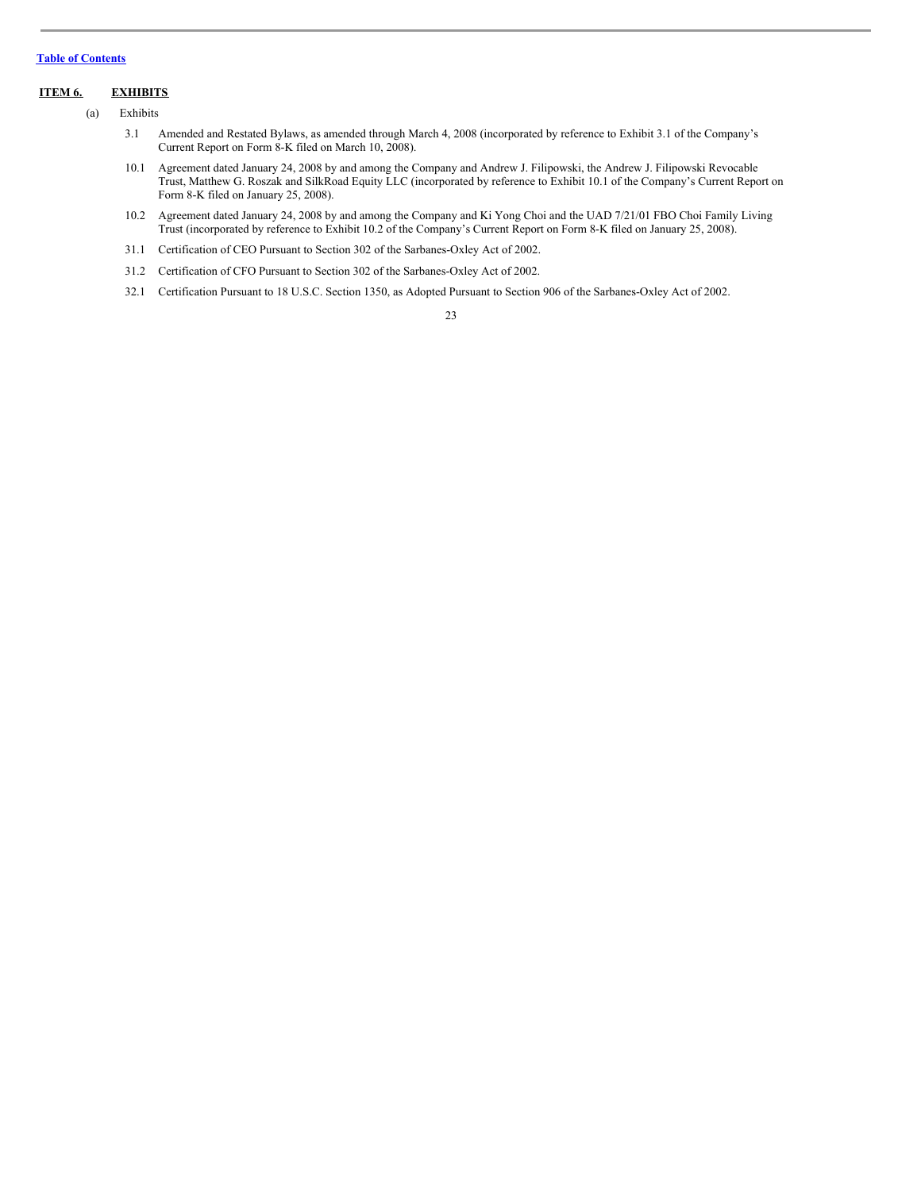[Table of Contents](#)

## ITEM 6. EXHIBITS

(a) Exhibits

3.1 Amended and Restated Bylaws, as amended through March 4, 2008 (incorporated by reference to Exhibit 3.1 of the Company's Current Report on Form 8-K filed on March 10, 2008).

10.1 Agreement dated January 24, 2008 by and among the Company and Andrew J. Filipowski, the Andrew J. Filipowski Revocable Trust, Matthew G. Roszak and SilkRoad Equity LLC (incorporated by reference to Exhibit 10.1 of the Company's Current Report on Form 8-K filed on January 25, 2008).

10.2 Agreement dated January 24, 2008 by and among the Company and Ki Yong Choi and the UAD 7/21/01 FBO Choi Family Living Trust (incorporated by reference to Exhibit 10.2 of the Company's Current Report on Form 8-K filed on January 25, 2008).

31.1 Certification of CEO Pursuant to Section 302 of the Sarbanes-Oxley Act of 2002.

31.2 Certification of CFO Pursuant to Section 302 of the Sarbanes-Oxley Act of 2002.

32.1 Certification Pursuant to 18 U.S.C. Section 1350, as Adopted Pursuant to Section 906 of the Sarbanes-Oxley Act of 2002.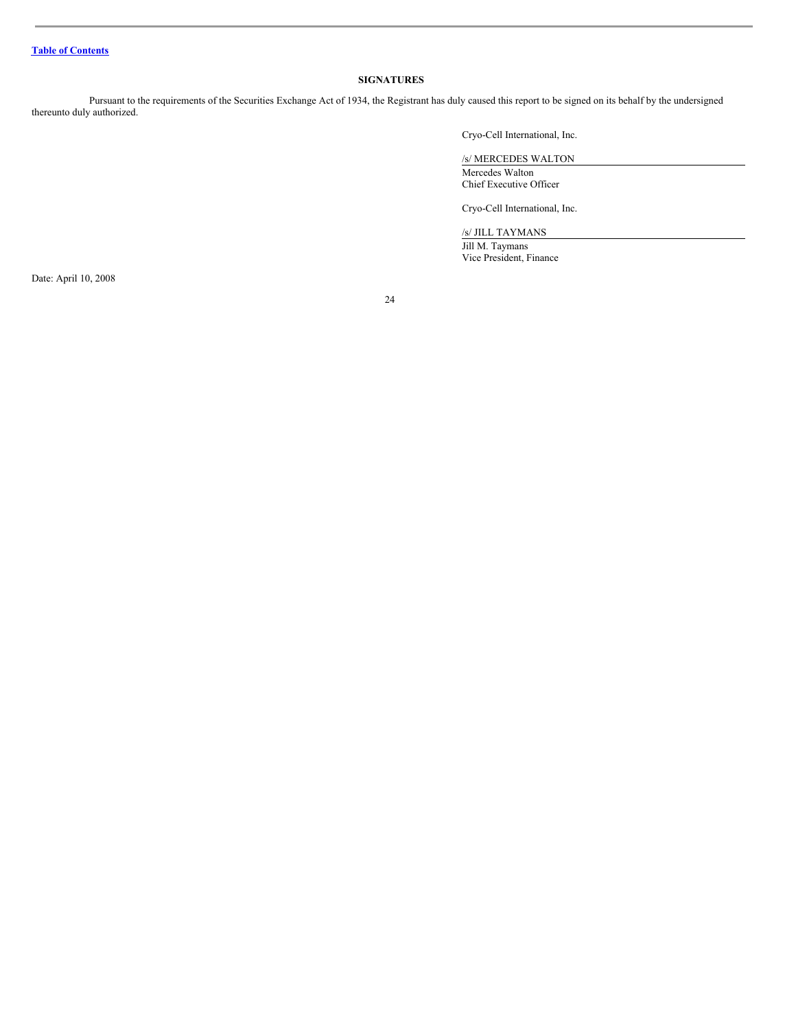[Table of Contents](#)

## SIGNATURES

Pursuant to the requirements of the Securities Exchange Act of 1934, the Registrant has duly caused this report to be signed on its behalf by the undersigned thereunto duly authorized.

Cryo-Cell International, Inc.

/s/ MERCEDES WALTON

Mercedes Walton
Chief Executive Officer

Cryo-Cell International, Inc.

/s/ JILL TAYMANS

Jill M. Taymans
Vice President, Finance

Date: April 10, 2008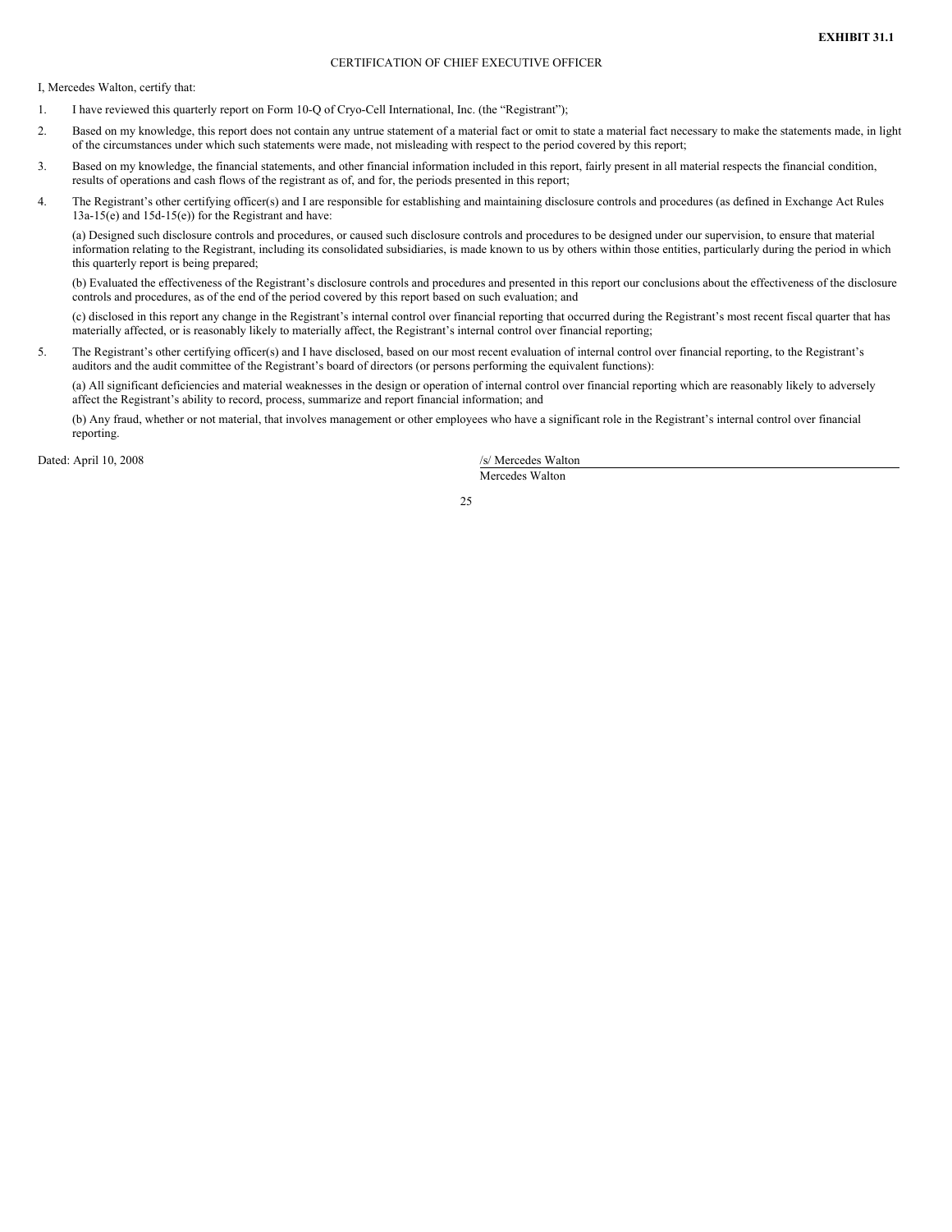**EXHIBIT 31.1**

CERTIFICATION OF CHIEF EXECUTIVE OFFICER

I, Mercedes Walton, certify that:

1. I have reviewed this quarterly report on Form 10-Q of Cryo-Cell International, Inc. (the "Registrant");

2. Based on my knowledge, this report does not contain any untrue statement of a material fact or omit to state a material fact necessary to make the statements made, in light of the circumstances under which such statements were made, not misleading with respect to the period covered by this report;

3. Based on my knowledge, the financial statements, and other financial information included in this report, fairly present in all material respects the financial condition, results of operations and cash flows of the registrant as of, and for, the periods presented in this report;

4. The Registrant's other certifying officer(s) and I are responsible for establishing and maintaining disclosure controls and procedures (as defined in Exchange Act Rules 13a-15(e) and 15d-15(e)) for the Registrant and have:

   (a) Designed such disclosure controls and procedures, or caused such disclosure controls and procedures to be designed under our supervision, to ensure that material information relating to the Registrant, including its consolidated subsidiaries, is made known to us by others within those entities, particularly during the period in which this quarterly report is being prepared;

   (b) Evaluated the effectiveness of the Registrant's disclosure controls and procedures and presented in this report our conclusions about the effectiveness of the disclosure controls and procedures, as of the end of the period covered by this report based on such evaluation; and

   (c) disclosed in this report any change in the Registrant's internal control over financial reporting that occurred during the Registrant's most recent fiscal quarter that has materially affected, or is reasonably likely to materially affect, the Registrant's internal control over financial reporting;

5. The Registrant's other certifying officer(s) and I have disclosed, based on our most recent evaluation of internal control over financial reporting, to the Registrant's auditors and the audit committee of the Registrant's board of directors (or persons performing the equivalent functions):

   (a) All significant deficiencies and material weaknesses in the design or operation of internal control over financial reporting which are reasonably likely to adversely affect the Registrant's ability to record, process, summarize and report financial information; and

   (b) Any fraud, whether or not material, that involves management or other employees who have a significant role in the Registrant's internal control over financial reporting.

Dated: April 10, 2008

/s/ Mercedes Walton

Mercedes Walton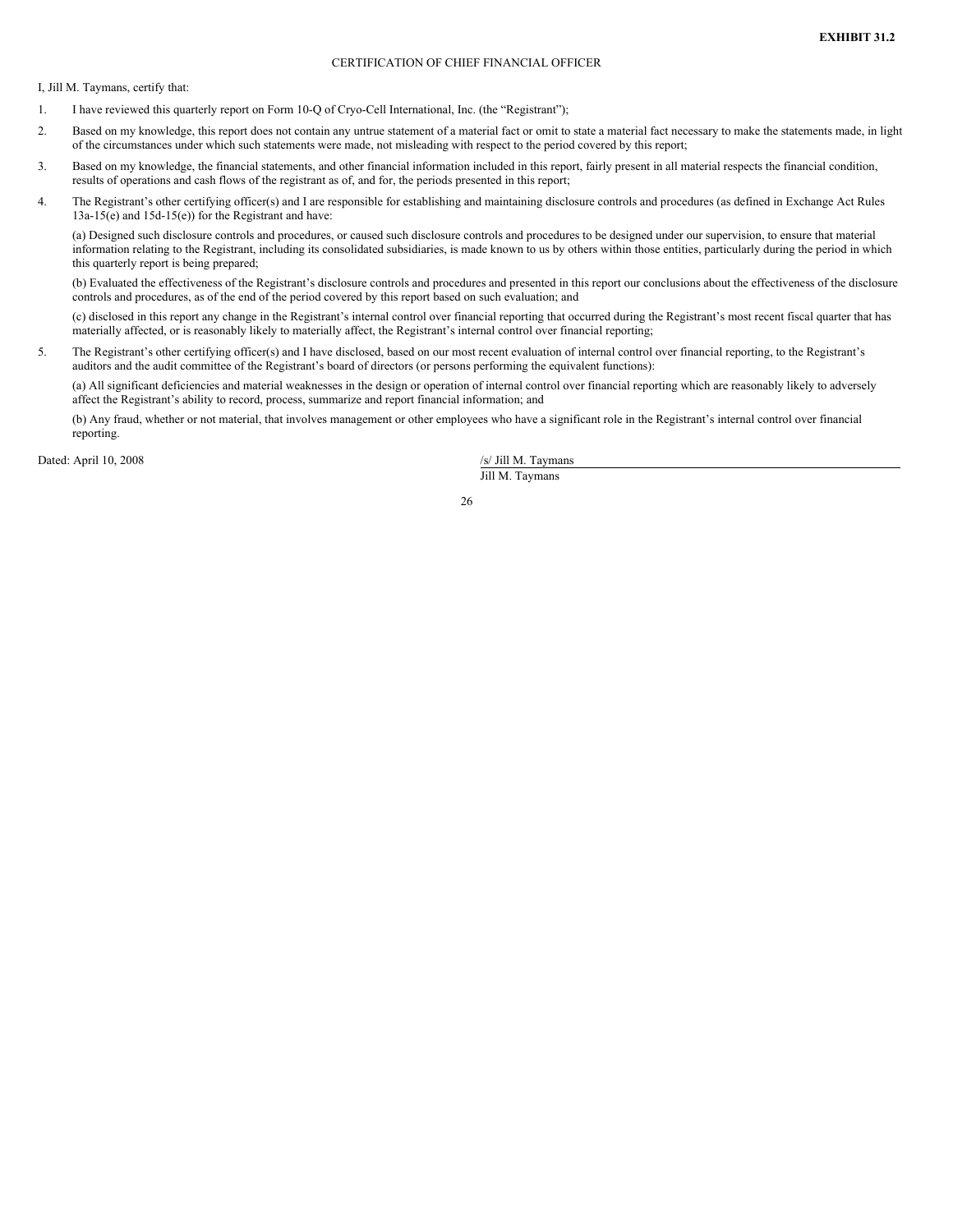**EXHIBIT 31.2**

CERTIFICATION OF CHIEF FINANCIAL OFFICER

I, Jill M. Taymans, certify that:

1. I have reviewed this quarterly report on Form 10-Q of Cryo-Cell International, Inc. (the "Registrant");

2. Based on my knowledge, this report does not contain any untrue statement of a material fact or omit to state a material fact necessary to make the statements made, in light of the circumstances under which such statements were made, not misleading with respect to the period covered by this report;

3. Based on my knowledge, the financial statements, and other financial information included in this report, fairly present in all material respects the financial condition, results of operations and cash flows of the registrant as of, and for, the periods presented in this report;

4. The Registrant's other certifying officer(s) and I are responsible for establishing and maintaining disclosure controls and procedures (as defined in Exchange Act Rules 13a-15(e) and 15d-15(e)) for the Registrant and have:

   (a) Designed such disclosure controls and procedures, or caused such disclosure controls and procedures to be designed under our supervision, to ensure that material information relating to the Registrant, including its consolidated subsidiaries, is made known to us by others within those entities, particularly during the period in which this quarterly report is being prepared;

   (b) Evaluated the effectiveness of the Registrant's disclosure controls and procedures and presented in this report our conclusions about the effectiveness of the disclosure controls and procedures, as of the end of the period covered by this report based on such evaluation; and

   (c) disclosed in this report any change in the Registrant's internal control over financial reporting that occurred during the Registrant's most recent fiscal quarter that has materially affected, or is reasonably likely to materially affect, the Registrant's internal control over financial reporting;

5. The Registrant's other certifying officer(s) and I have disclosed, based on our most recent evaluation of internal control over financial reporting, to the Registrant's auditors and the audit committee of the Registrant's board of directors (or persons performing the equivalent functions):

   (a) All significant deficiencies and material weaknesses in the design or operation of internal control over financial reporting which are reasonably likely to adversely affect the Registrant's ability to record, process, summarize and report financial information; and

   (b) Any fraud, whether or not material, that involves management or other employees who have a significant role in the Registrant's internal control over financial reporting.

Dated: April 10, 2008

/s/ Jill M. Taymans

Jill M. Taymans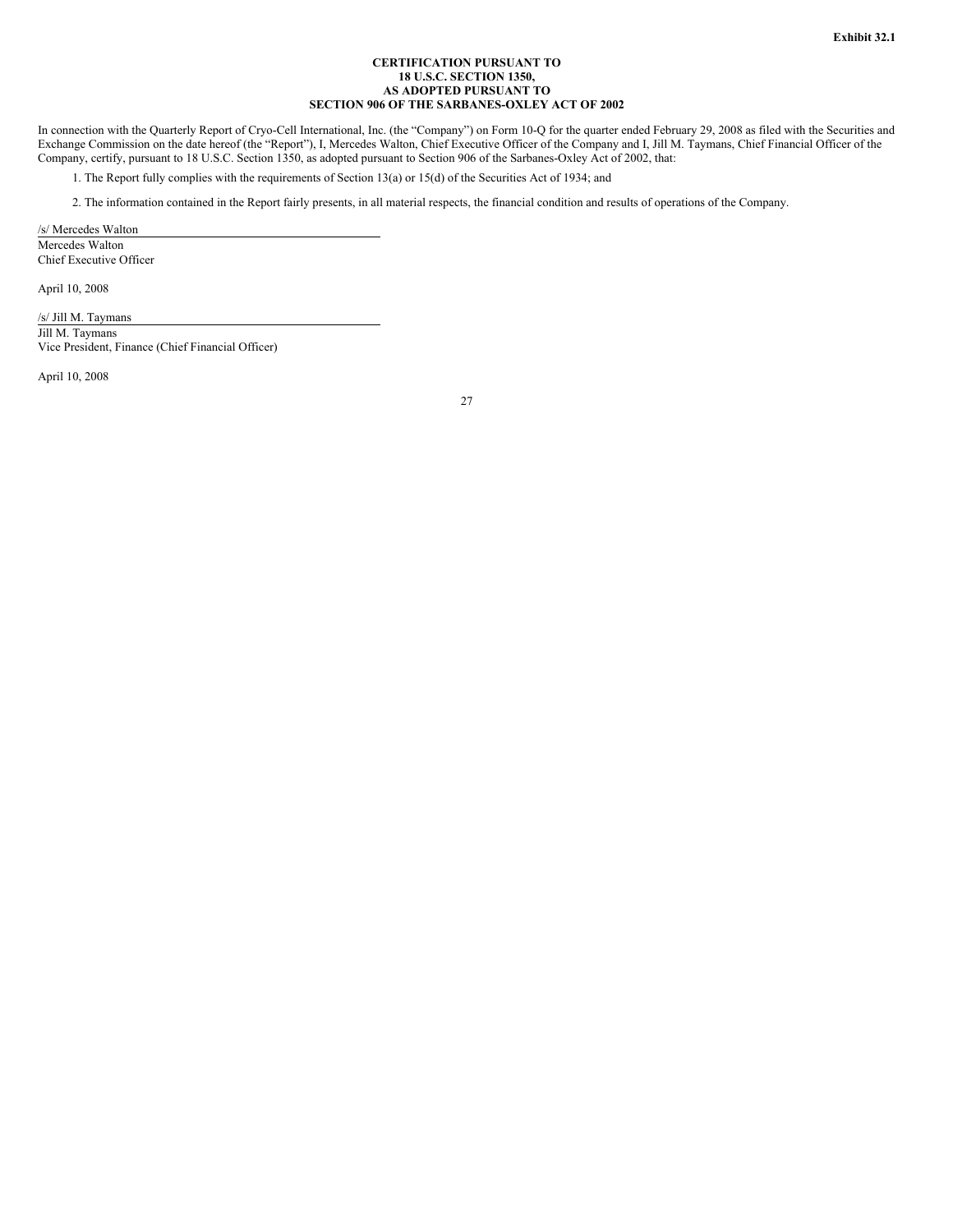**Exhibit 32.1**

**CERTIFICATION PURSUANT TO
18 U.S.C. SECTION 1350,
AS ADOPTED PURSUANT TO
SECTION 906 OF THE SARBANES-OXLEY ACT OF 2002**

In connection with the Quarterly Report of Cryo-Cell International, Inc. (the "Company") on Form 10-Q for the quarter ended February 29, 2008 as filed with the Securities and Exchange Commission on the date hereof (the "Report"), I, Mercedes Walton, Chief Executive Officer of the Company and I, Jill M. Taymans, Chief Financial Officer of the Company, certify, pursuant to 18 U.S.C. Section 1350, as adopted pursuant to Section 906 of the Sarbanes-Oxley Act of 2002, that:

1. The Report fully complies with the requirements of Section 13(a) or 15(d) of the Securities Act of 1934; and

2. The information contained in the Report fairly presents, in all material respects, the financial condition and results of operations of the Company.

/s/ Mercedes Walton
Mercedes Walton
Chief Executive Officer

April 10, 2008

/s/ Jill M. Taymans
Jill M. Taymans
Vice President, Finance (Chief Financial Officer)

April 10, 2008